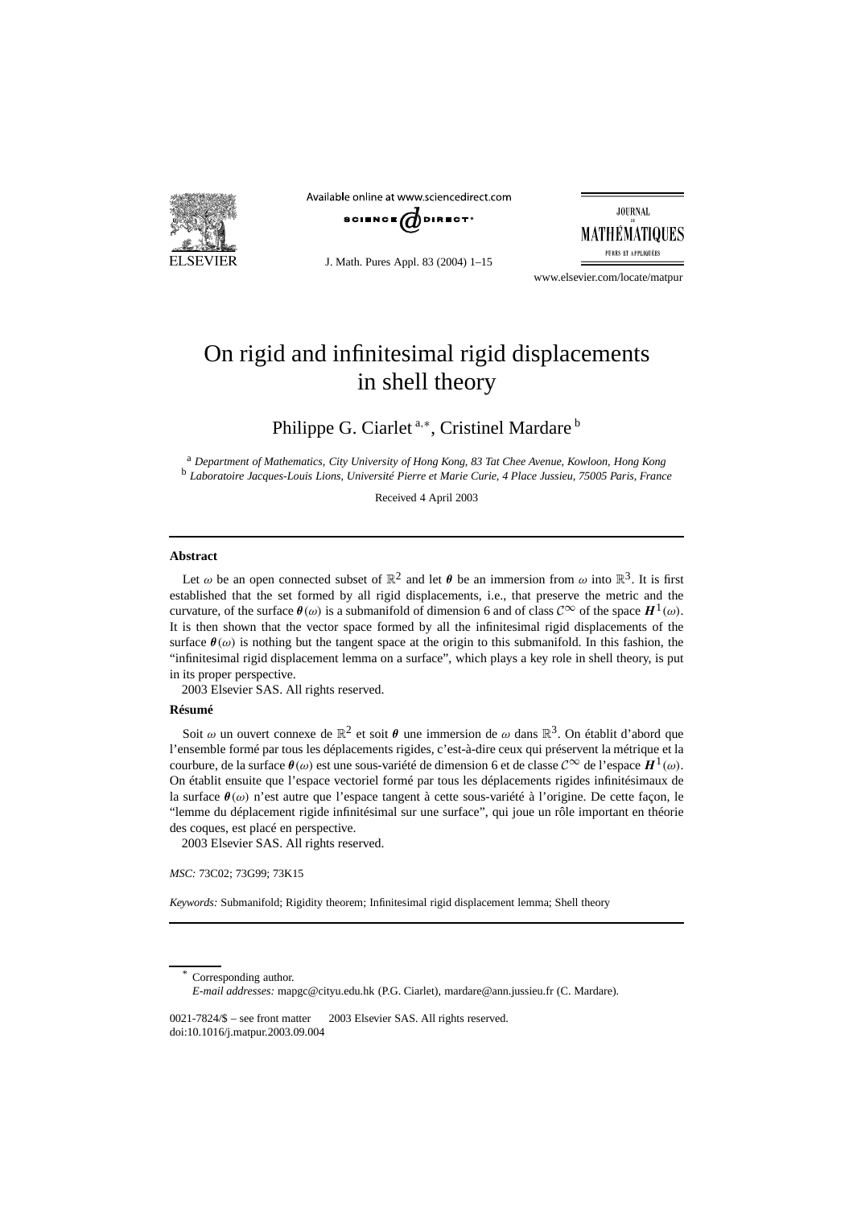# On rigid and infinitesimal rigid displacements in shell theory

Philippe G. Ciarlet [a,*], Cristinel Mardare [b]

[a] *Department of Mathematics, City University of Hong Kong, 83 Tat Chee Avenue, Kowloon, Hong Kong*
[b] *Laboratoire Jacques-Louis Lions, Université Pierre et Marie Curie, 4 Place Jussieu, 75005 Paris, France*

Received 4 April 2003

---

### Abstract

Let $\omega$ be an open connected subset of $\mathbb{R}^2$ and let $\boldsymbol{\theta}$ be an immersion from $\omega$ into $\mathbb{R}^3$. It is first established that the set formed by all rigid displacements, i.e., that preserve the metric and the curvature, of the surface $\boldsymbol{\theta}(\omega)$ is a submanifold of dimension 6 and of class $\mathcal{C}^\infty$ of the space $\boldsymbol{H}^1(\omega)$. It is then shown that the vector space formed by all the infinitesimal rigid displacements of the surface $\boldsymbol{\theta}(\omega)$ is nothing but the tangent space at the origin to this submanifold. In this fashion, the "infinitesimal rigid displacement lemma on a surface", which plays a key role in shell theory, is put in its proper perspective.

2003 Elsevier SAS. All rights reserved.

### Résumé

Soit $\omega$ un ouvert connexe de $\mathbb{R}^2$ et soit $\boldsymbol{\theta}$ une immersion de $\omega$ dans $\mathbb{R}^3$. On établit d'abord que l'ensemble formé par tous les déplacements rigides, c'est-à-dire ceux qui préservent la métrique et la courbure, de la surface $\boldsymbol{\theta}(\omega)$ est une sous-variété de dimension 6 et de classe $\mathcal{C}^\infty$ de l'espace $\boldsymbol{H}^1(\omega)$. On établit ensuite que l'espace vectoriel formé par tous les déplacements rigides infinitésimaux de la surface $\boldsymbol{\theta}(\omega)$ n'est autre que l'espace tangent à cette sous-variété à l'origine. De cette façon, le "lemme du déplacement rigide infinitésimal sur une surface", qui joue un rôle important en théorie des coques, est placé en perspective.

2003 Elsevier SAS. All rights reserved.

*MSC:* 73C02; 73G99; 73K15

*Keywords:* Submanifold; Rigidity theorem; Infinitesimal rigid displacement lemma; Shell theory

---

\* Corresponding author.
*E-mail addresses:* mapgc@cityu.edu.hk (P.G. Ciarlet), mardare@ann.jussieu.fr (C. Mardare).

0021-7824/$ – see front matter 2003 Elsevier SAS. All rights reserved.
doi:10.1016/j.matpur.2003.09.004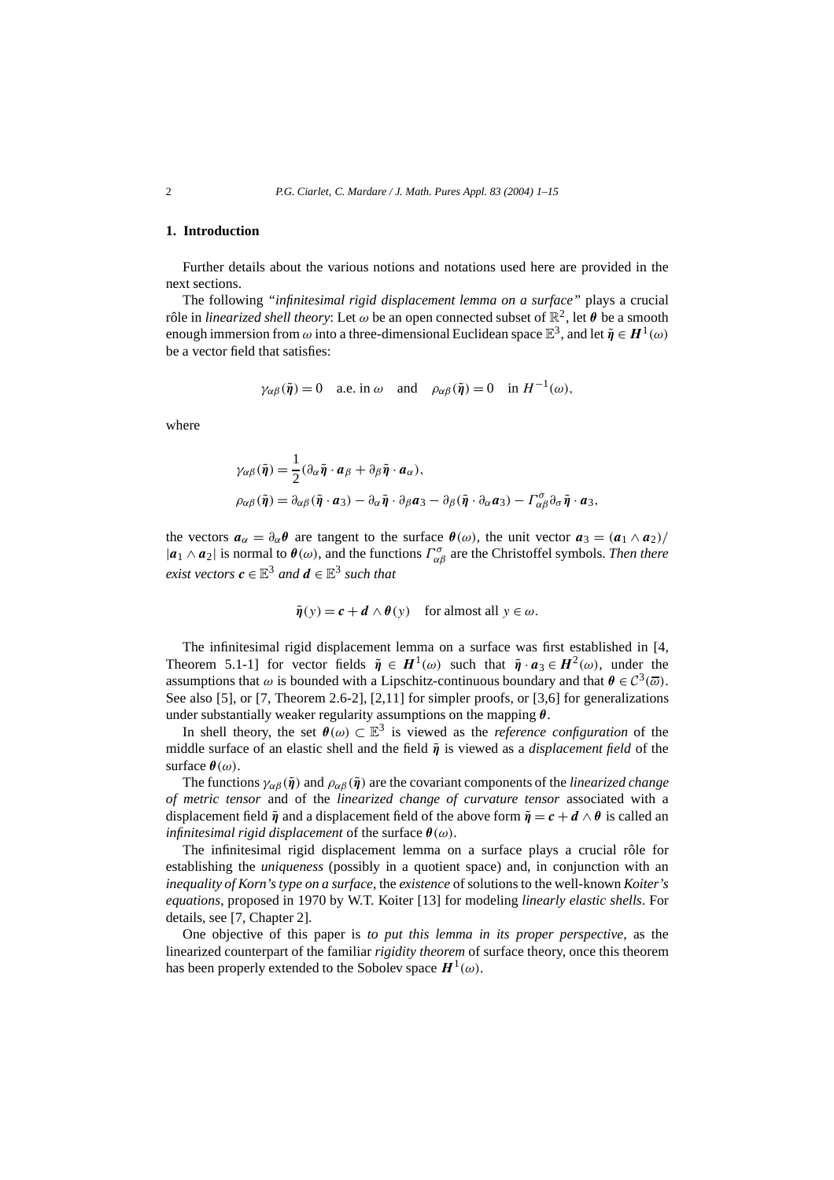## 1. Introduction

Further details about the various notions and notations used here are provided in the next sections.

The following *"infinitesimal rigid displacement lemma on a surface"* plays a crucial rôle in *linearized shell theory*: Let $\omega$ be an open connected subset of $\mathbb{R}^2$, let $\boldsymbol{\theta}$ be a smooth enough immersion from $\omega$ into a three-dimensional Euclidean space $\mathbb{E}^3$, and let $\tilde{\boldsymbol{\eta}} \in \boldsymbol{H}^1(\omega)$ be a vector field that satisfies:

$$\gamma_{\alpha\beta}(\tilde{\boldsymbol{\eta}}) = 0 \quad \text{a.e. in } \omega \quad \text{and} \quad \rho_{\alpha\beta}(\tilde{\boldsymbol{\eta}}) = 0 \quad \text{in } H^{-1}(\omega),$$

where

$$\gamma_{\alpha\beta}(\tilde{\boldsymbol{\eta}}) = \frac{1}{2}(\partial_\alpha \tilde{\boldsymbol{\eta}} \cdot \boldsymbol{a}_\beta + \partial_\beta \tilde{\boldsymbol{\eta}} \cdot \boldsymbol{a}_\alpha),$$

$$\rho_{\alpha\beta}(\tilde{\boldsymbol{\eta}}) = \partial_{\alpha\beta}(\tilde{\boldsymbol{\eta}} \cdot \boldsymbol{a}_3) - \partial_\alpha \tilde{\boldsymbol{\eta}} \cdot \partial_\beta \boldsymbol{a}_3 - \partial_\beta(\tilde{\boldsymbol{\eta}} \cdot \partial_\alpha \boldsymbol{a}_3) - \Gamma^\sigma_{\alpha\beta} \partial_\sigma \tilde{\boldsymbol{\eta}} \cdot \boldsymbol{a}_3,$$

the vectors $\boldsymbol{a}_\alpha = \partial_\alpha \boldsymbol{\theta}$ are tangent to the surface $\boldsymbol{\theta}(\omega)$, the unit vector $\boldsymbol{a}_3 = (\boldsymbol{a}_1 \wedge \boldsymbol{a}_2)/|\boldsymbol{a}_1 \wedge \boldsymbol{a}_2|$ is normal to $\boldsymbol{\theta}(\omega)$, and the functions $\Gamma^\sigma_{\alpha\beta}$ are the Christoffel symbols. *Then there exist vectors $\boldsymbol{c} \in \mathbb{E}^3$ and $\boldsymbol{d} \in \mathbb{E}^3$ such that*

$$\tilde{\boldsymbol{\eta}}(y) = \boldsymbol{c} + \boldsymbol{d} \wedge \boldsymbol{\theta}(y) \quad \text{for almost all } y \in \omega.$$

The infinitesimal rigid displacement lemma on a surface was first established in [4, Theorem 5.1-1] for vector fields $\tilde{\boldsymbol{\eta}} \in \boldsymbol{H}^1(\omega)$ such that $\tilde{\boldsymbol{\eta}} \cdot \boldsymbol{a}_3 \in \boldsymbol{H}^2(\omega)$, under the assumptions that $\omega$ is bounded with a Lipschitz-continuous boundary and that $\boldsymbol{\theta} \in \mathcal{C}^3(\overline{\omega})$. See also [5], or [7, Theorem 2.6-2], [2,11] for simpler proofs, or [3,6] for generalizations under substantially weaker regularity assumptions on the mapping $\boldsymbol{\theta}$.

In shell theory, the set $\boldsymbol{\theta}(\omega) \subset \mathbb{E}^3$ is viewed as the *reference configuration* of the middle surface of an elastic shell and the field $\tilde{\boldsymbol{\eta}}$ is viewed as a *displacement field* of the surface $\boldsymbol{\theta}(\omega)$.

The functions $\gamma_{\alpha\beta}(\tilde{\boldsymbol{\eta}})$ and $\rho_{\alpha\beta}(\tilde{\boldsymbol{\eta}})$ are the covariant components of the *linearized change of metric tensor* and of the *linearized change of curvature tensor* associated with a displacement field $\tilde{\boldsymbol{\eta}}$ and a displacement field of the above form $\tilde{\boldsymbol{\eta}} = \boldsymbol{c} + \boldsymbol{d} \wedge \boldsymbol{\theta}$ is called an *infinitesimal rigid displacement* of the surface $\boldsymbol{\theta}(\omega)$.

The infinitesimal rigid displacement lemma on a surface plays a crucial rôle for establishing the *uniqueness* (possibly in a quotient space) and, in conjunction with an *inequality of Korn's type on a surface*, the *existence* of solutions to the well-known *Koiter's equations*, proposed in 1970 by W.T. Koiter [13] for modeling *linearly elastic shells*. For details, see [7, Chapter 2].

One objective of this paper is *to put this lemma in its proper perspective*, as the linearized counterpart of the familiar *rigidity theorem* of surface theory, once this theorem has been properly extended to the Sobolev space $\boldsymbol{H}^1(\omega)$.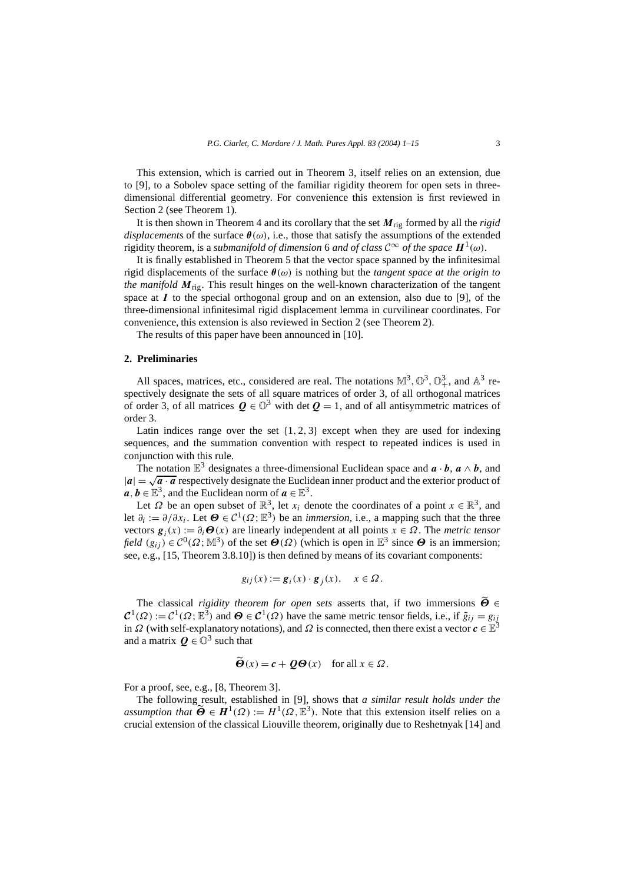This extension, which is carried out in Theorem 3, itself relies on an extension, due to [9], to a Sobolev space setting of the familiar rigidity theorem for open sets in three-dimensional differential geometry. For convenience this extension is first reviewed in Section 2 (see Theorem 1).

It is then shown in Theorem 4 and its corollary that the set $\boldsymbol{M}_{\text{rig}}$ formed by all the *rigid displacements* of the surface $\boldsymbol{\theta}(\omega)$, i.e., those that satisfy the assumptions of the extended rigidity theorem, is a *submanifold of dimension* 6 *and of class* $\mathcal{C}^\infty$ *of the space* $\boldsymbol{H}^1(\omega)$.

It is finally established in Theorem 5 that the vector space spanned by the infinitesimal rigid displacements of the surface $\boldsymbol{\theta}(\omega)$ is nothing but the *tangent space at the origin to the manifold* $\boldsymbol{M}_{\text{rig}}$. This result hinges on the well-known characterization of the tangent space at $\boldsymbol{I}$ to the special orthogonal group and on an extension, also due to [9], of the three-dimensional infinitesimal rigid displacement lemma in curvilinear coordinates. For convenience, this extension is also reviewed in Section 2 (see Theorem 2).

The results of this paper have been announced in [10].

## 2. Preliminaries

All spaces, matrices, etc., considered are real. The notations $\mathbb{M}^3, \mathbb{O}^3, \mathbb{O}^3_+$, and $\mathbb{A}^3$ respectively designate the sets of all square matrices of order 3, of all orthogonal matrices of order 3, of all matrices $\boldsymbol{Q} \in \mathbb{O}^3$ with $\det \boldsymbol{Q} = 1$, and of all antisymmetric matrices of order 3.

Latin indices range over the set $\{1, 2, 3\}$ except when they are used for indexing sequences, and the summation convention with respect to repeated indices is used in conjunction with this rule.

The notation $\mathbb{E}^3$ designates a three-dimensional Euclidean space and $\boldsymbol{a} \cdot \boldsymbol{b}$, $\boldsymbol{a} \wedge \boldsymbol{b}$, and $|\boldsymbol{a}| = \sqrt{\boldsymbol{a} \cdot \boldsymbol{a}}$ respectively designate the Euclidean inner product and the exterior product of $\boldsymbol{a}, \boldsymbol{b} \in \mathbb{E}^3$, and the Euclidean norm of $\boldsymbol{a} \in \mathbb{E}^3$.

Let $\Omega$ be an open subset of $\mathbb{R}^3$, let $x_i$ denote the coordinates of a point $x \in \mathbb{R}^3$, and let $\partial_i := \partial/\partial x_i$. Let $\boldsymbol{\Theta} \in \mathcal{C}^1(\Omega; \mathbb{E}^3)$ be an *immersion*, i.e., a mapping such that the three vectors $\boldsymbol{g}_i(x) := \partial_i \boldsymbol{\Theta}(x)$ are linearly independent at all points $x \in \Omega$. The *metric tensor field* $(g_{ij}) \in \mathcal{C}^0(\Omega; \mathbb{M}^3)$ of the set $\boldsymbol{\Theta}(\Omega)$ (which is open in $\mathbb{E}^3$ since $\boldsymbol{\Theta}$ is an immersion; see, e.g., [15, Theorem 3.8.10]) is then defined by means of its covariant components:

$$g_{ij}(x) := \boldsymbol{g}_i(x) \cdot \boldsymbol{g}_j(x), \quad x \in \Omega.$$

The classical *rigidity theorem for open sets* asserts that, if two immersions $\widetilde{\boldsymbol{\Theta}} \in \boldsymbol{\mathcal{C}}^1(\Omega) := \mathcal{C}^1(\Omega; \mathbb{E}^3)$ and $\boldsymbol{\Theta} \in \boldsymbol{\mathcal{C}}^1(\Omega)$ have the same metric tensor fields, i.e., if $\tilde{g}_{ij} = g_{ij}$ in $\Omega$ (with self-explanatory notations), and $\Omega$ is connected, then there exist a vector $\boldsymbol{c} \in \mathbb{E}^3$ and a matrix $\boldsymbol{Q} \in \mathbb{O}^3$ such that

$$\widetilde{\boldsymbol{\Theta}}(x) = \boldsymbol{c} + \boldsymbol{Q}\boldsymbol{\Theta}(x) \quad \text{for all } x \in \Omega.$$

For a proof, see, e.g., [8, Theorem 3].

The following result, established in [9], shows that *a similar result holds under the assumption that* $\widetilde{\boldsymbol{\Theta}} \in \boldsymbol{H}^1(\Omega) := H^1(\Omega, \mathbb{E}^3)$. Note that this extension itself relies on a crucial extension of the classical Liouville theorem, originally due to Reshetnyak [14] and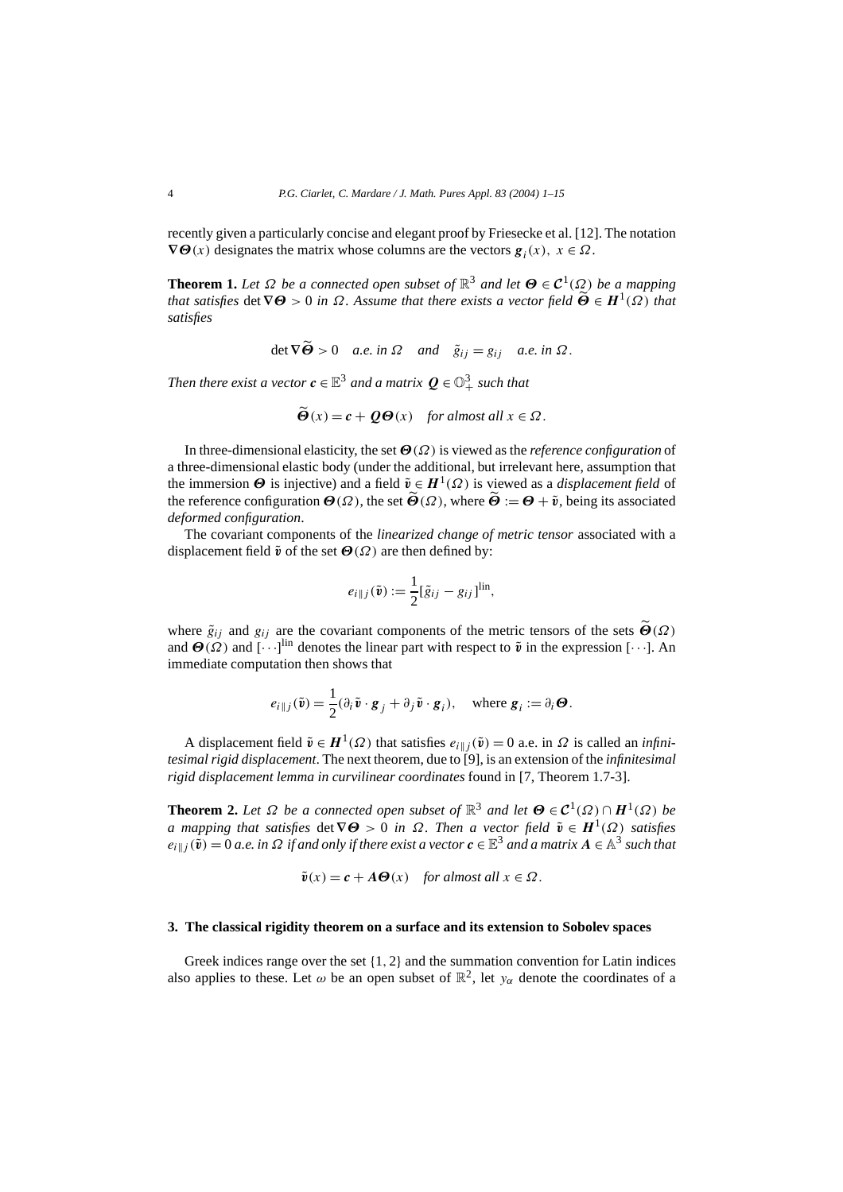recently given a particularly concise and elegant proof by Friesecke et al. [12]. The notation $\boldsymbol{\nabla\Theta}(x)$ designates the matrix whose columns are the vectors $\boldsymbol{g}_i(x)$, $x \in \Omega$.

**Theorem 1.** *Let $\Omega$ be a connected open subset of $\mathbb{R}^3$ and let $\boldsymbol{\Theta} \in \boldsymbol{\mathcal{C}}^1(\Omega)$ be a mapping that satisfies $\det \boldsymbol{\nabla\Theta} > 0$ in $\Omega$. Assume that there exists a vector field $\widetilde{\boldsymbol{\Theta}} \in \boldsymbol{H}^1(\Omega)$ that satisfies*

$$\det \boldsymbol{\nabla}\widetilde{\boldsymbol{\Theta}} > 0 \quad \textit{a.e. in } \Omega \quad \textit{and} \quad \tilde{g}_{ij} = g_{ij} \quad \textit{a.e. in } \Omega.$$

*Then there exist a vector $\boldsymbol{c} \in \mathbb{E}^3$ and a matrix $\boldsymbol{Q} \in \mathbb{O}^3_+$ such that*

$$\widetilde{\boldsymbol{\Theta}}(x) = \boldsymbol{c} + \boldsymbol{Q}\boldsymbol{\Theta}(x) \quad \textit{for almost all } x \in \Omega.$$

In three-dimensional elasticity, the set $\boldsymbol{\Theta}(\Omega)$ is viewed as the *reference configuration* of a three-dimensional elastic body (under the additional, but irrelevant here, assumption that the immersion $\boldsymbol{\Theta}$ is injective) and a field $\tilde{\boldsymbol{v}} \in \boldsymbol{H}^1(\Omega)$ is viewed as a *displacement field* of the reference configuration $\boldsymbol{\Theta}(\Omega)$, the set $\widetilde{\boldsymbol{\Theta}}(\Omega)$, where $\widetilde{\boldsymbol{\Theta}} := \boldsymbol{\Theta} + \tilde{\boldsymbol{v}}$, being its associated *deformed configuration*.

The covariant components of the *linearized change of metric tensor* associated with a displacement field $\tilde{\boldsymbol{v}}$ of the set $\boldsymbol{\Theta}(\Omega)$ are then defined by:

$$e_{i\|j}(\tilde{\boldsymbol{v}}) := \frac{1}{2}[\tilde{g}_{ij} - g_{ij}]^{\text{lin}},$$

where $\tilde{g}_{ij}$ and $g_{ij}$ are the covariant components of the metric tensors of the sets $\widetilde{\boldsymbol{\Theta}}(\Omega)$ and $\boldsymbol{\Theta}(\Omega)$ and $[\cdots]^{\text{lin}}$ denotes the linear part with respect to $\tilde{\boldsymbol{v}}$ in the expression $[\cdots]$. An immediate computation then shows that

$$e_{i\|j}(\tilde{\boldsymbol{v}}) = \frac{1}{2}(\partial_i \tilde{\boldsymbol{v}} \cdot \boldsymbol{g}_j + \partial_j \tilde{\boldsymbol{v}} \cdot \boldsymbol{g}_i), \quad \text{where } \boldsymbol{g}_i := \partial_i \boldsymbol{\Theta}.$$

A displacement field $\tilde{\boldsymbol{v}} \in \boldsymbol{H}^1(\Omega)$ that satisfies $e_{i\|j}(\tilde{\boldsymbol{v}}) = 0$ a.e. in $\Omega$ is called an *infinitesimal rigid displacement*. The next theorem, due to [9], is an extension of the *infinitesimal rigid displacement lemma in curvilinear coordinates* found in [7, Theorem 1.7-3].

**Theorem 2.** *Let $\Omega$ be a connected open subset of $\mathbb{R}^3$ and let $\boldsymbol{\Theta} \in \boldsymbol{\mathcal{C}}^1(\Omega) \cap \boldsymbol{H}^1(\Omega)$ be a mapping that satisfies $\det \boldsymbol{\nabla\Theta} > 0$ in $\Omega$. Then a vector field $\tilde{\boldsymbol{v}} \in \boldsymbol{H}^1(\Omega)$ satisfies $e_{i\|j}(\tilde{\boldsymbol{v}}) = 0$ a.e. in $\Omega$ if and only if there exist a vector $\boldsymbol{c} \in \mathbb{E}^3$ and a matrix $\boldsymbol{A} \in \mathbb{A}^3$ such that*

$$\tilde{\boldsymbol{v}}(x) = \boldsymbol{c} + \boldsymbol{A}\boldsymbol{\Theta}(x) \quad \textit{for almost all } x \in \Omega.$$

## 3. The classical rigidity theorem on a surface and its extension to Sobolev spaces

Greek indices range over the set $\{1, 2\}$ and the summation convention for Latin indices also applies to these. Let $\omega$ be an open subset of $\mathbb{R}^2$, let $y_\alpha$ denote the coordinates of a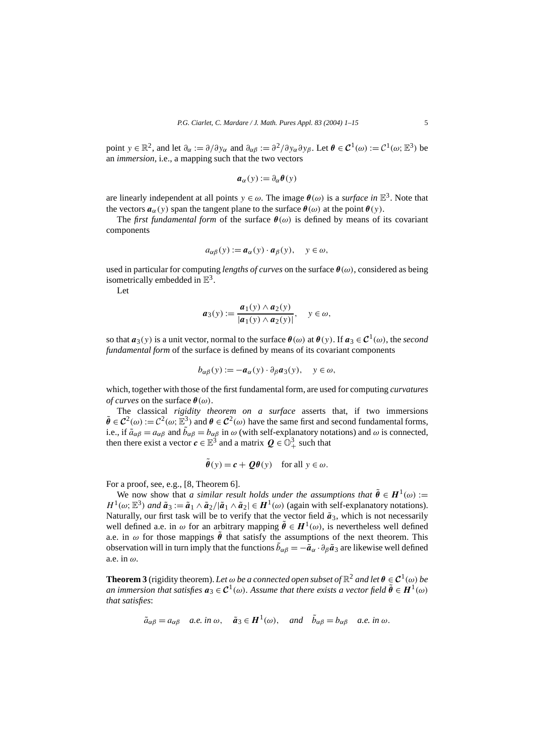point $y \in \mathbb{R}^2$, and let $\partial_\alpha := \partial/\partial y_\alpha$ and $\partial_{\alpha\beta} := \partial^2/\partial y_\alpha \partial y_\beta$. Let $\boldsymbol{\theta} \in \boldsymbol{\mathcal{C}}^1(\omega) := \mathcal{C}^1(\omega; \mathbb{E}^3)$ be an *immersion*, i.e., a mapping such that the two vectors

$$\boldsymbol{a}_\alpha(y) := \partial_\alpha \boldsymbol{\theta}(y)$$

are linearly independent at all points $y \in \omega$. The image $\boldsymbol{\theta}(\omega)$ is a *surface in* $\mathbb{E}^3$. Note that the vectors $\boldsymbol{a}_\alpha(y)$ span the tangent plane to the surface $\boldsymbol{\theta}(\omega)$ at the point $\boldsymbol{\theta}(y)$.

The *first fundamental form* of the surface $\boldsymbol{\theta}(\omega)$ is defined by means of its covariant components

$$a_{\alpha\beta}(y) := \boldsymbol{a}_\alpha(y) \cdot \boldsymbol{a}_\beta(y), \quad y \in \omega,$$

used in particular for computing *lengths of curves* on the surface $\boldsymbol{\theta}(\omega)$, considered as being isometrically embedded in $\mathbb{E}^3$.

Let

$$\boldsymbol{a}_3(y) := \frac{\boldsymbol{a}_1(y) \wedge \boldsymbol{a}_2(y)}{|\boldsymbol{a}_1(y) \wedge \boldsymbol{a}_2(y)|}, \quad y \in \omega,$$

so that $\boldsymbol{a}_3(y)$ is a unit vector, normal to the surface $\boldsymbol{\theta}(\omega)$ at $\boldsymbol{\theta}(y)$. If $\boldsymbol{a}_3 \in \boldsymbol{\mathcal{C}}^1(\omega)$, the *second fundamental form* of the surface is defined by means of its covariant components

$$b_{\alpha\beta}(y) := -\boldsymbol{a}_\alpha(y) \cdot \partial_\beta \boldsymbol{a}_3(y), \quad y \in \omega,$$

which, together with those of the first fundamental form, are used for computing *curvatures of curves* on the surface $\boldsymbol{\theta}(\omega)$.

The classical *rigidity theorem on a surface* asserts that, if two immersions $\tilde{\boldsymbol{\theta}} \in \boldsymbol{\mathcal{C}}^2(\omega) := \mathcal{C}^2(\omega; \mathbb{E}^3)$ and $\boldsymbol{\theta} \in \boldsymbol{\mathcal{C}}^2(\omega)$ have the same first and second fundamental forms, i.e., if $\tilde{a}_{\alpha\beta} = a_{\alpha\beta}$ and $\tilde{b}_{\alpha\beta} = b_{\alpha\beta}$ in $\omega$ (with self-explanatory notations) and $\omega$ is connected, then there exist a vector $\boldsymbol{c} \in \mathbb{E}^3$ and a matrix $\boldsymbol{Q} \in \mathbb{O}^3_+$ such that

$$\tilde{\boldsymbol{\theta}}(y) = \boldsymbol{c} + \boldsymbol{Q}\boldsymbol{\theta}(y) \quad \text{for all } y \in \omega.$$

For a proof, see, e.g., [8, Theorem 6].

We now show that *a similar result holds under the assumptions that* $\tilde{\boldsymbol{\theta}} \in \boldsymbol{H}^1(\omega) := H^1(\omega; \mathbb{E}^3)$ *and* $\tilde{\boldsymbol{a}}_3 := \tilde{\boldsymbol{a}}_1 \wedge \tilde{\boldsymbol{a}}_2 / |\tilde{\boldsymbol{a}}_1 \wedge \tilde{\boldsymbol{a}}_2| \in \boldsymbol{H}^1(\omega)$ (again with self-explanatory notations). Naturally, our first task will be to verify that the vector field $\tilde{\boldsymbol{a}}_3$, which is not necessarily well defined a.e. in $\omega$ for an arbitrary mapping $\tilde{\boldsymbol{\theta}} \in \boldsymbol{H}^1(\omega)$, is nevertheless well defined a.e. in $\omega$ for those mappings $\tilde{\boldsymbol{\theta}}$ that satisfy the assumptions of the next theorem. This observation will in turn imply that the functions $\tilde{b}_{\alpha\beta} = -\tilde{\boldsymbol{a}}_\alpha \cdot \partial_\beta \tilde{\boldsymbol{a}}_3$ are likewise well defined a.e. in $\omega$.

**Theorem 3** (rigidity theorem). *Let $\omega$ be a connected open subset of $\mathbb{R}^2$ and let $\boldsymbol{\theta} \in \boldsymbol{\mathcal{C}}^1(\omega)$ be an immersion that satisfies $\boldsymbol{a}_3 \in \boldsymbol{\mathcal{C}}^1(\omega)$. Assume that there exists a vector field $\tilde{\boldsymbol{\theta}} \in \boldsymbol{H}^1(\omega)$ that satisfies*:

$$\tilde{a}_{\alpha\beta} = a_{\alpha\beta} \quad \text{a.e. in } \omega, \quad \tilde{\boldsymbol{a}}_3 \in \boldsymbol{H}^1(\omega), \quad \text{and} \quad \tilde{b}_{\alpha\beta} = b_{\alpha\beta} \quad \text{a.e. in } \omega.$$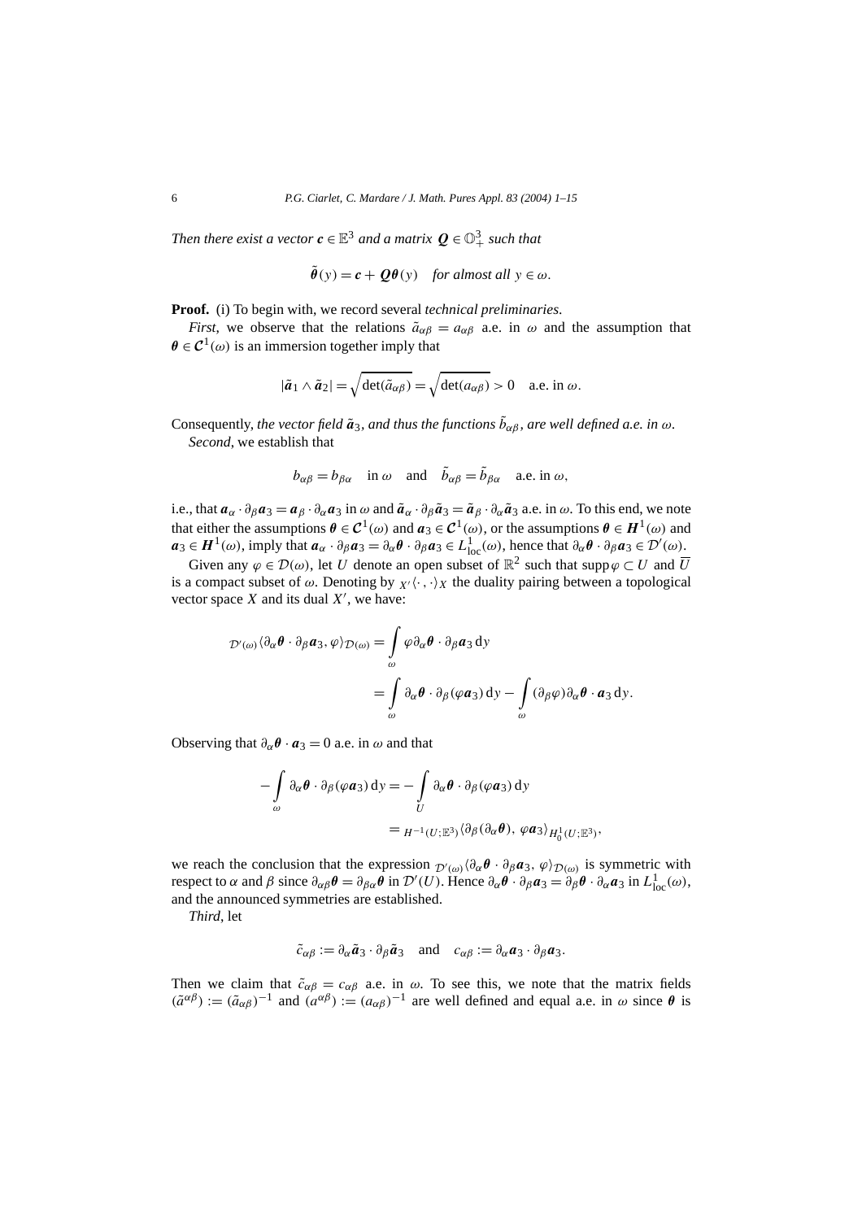*Then there exist a vector $\boldsymbol{c} \in \mathbb{E}^3$ and a matrix $\boldsymbol{Q} \in \mathbb{O}^3_+$ such that*

$$\tilde{\boldsymbol{\theta}}(y) = \boldsymbol{c} + \boldsymbol{Q}\boldsymbol{\theta}(y) \quad \textit{for almost all } y \in \omega.$$

**Proof.** (i) To begin with, we record several *technical preliminaries*.

*First*, we observe that the relations $\tilde{a}_{\alpha\beta} = a_{\alpha\beta}$ a.e. in $\omega$ and the assumption that $\boldsymbol{\theta} \in \mathcal{C}^1(\omega)$ is an immersion together imply that

$$|\tilde{\boldsymbol{a}}_1 \wedge \tilde{\boldsymbol{a}}_2| = \sqrt{\det(\tilde{a}_{\alpha\beta})} = \sqrt{\det(a_{\alpha\beta})} > 0 \quad \text{a.e. in } \omega.$$

Consequently, *the vector field $\tilde{\boldsymbol{a}}_3$, and thus the functions $\tilde{b}_{\alpha\beta}$, are well defined a.e. in $\omega$.*

*Second*, we establish that

$$b_{\alpha\beta} = b_{\beta\alpha} \quad \text{in } \omega \quad \text{and} \quad \tilde{b}_{\alpha\beta} = \tilde{b}_{\beta\alpha} \quad \text{a.e. in } \omega,$$

i.e., that $\boldsymbol{a}_\alpha \cdot \partial_\beta \boldsymbol{a}_3 = \boldsymbol{a}_\beta \cdot \partial_\alpha \boldsymbol{a}_3$ in $\omega$ and $\tilde{\boldsymbol{a}}_\alpha \cdot \partial_\beta \tilde{\boldsymbol{a}}_3 = \tilde{\boldsymbol{a}}_\beta \cdot \partial_\alpha \tilde{\boldsymbol{a}}_3$ a.e. in $\omega$. To this end, we note that either the assumptions $\boldsymbol{\theta} \in \mathcal{C}^1(\omega)$ and $\boldsymbol{a}_3 \in \mathcal{C}^1(\omega)$, or the assumptions $\boldsymbol{\theta} \in \boldsymbol{H}^1(\omega)$ and $\boldsymbol{a}_3 \in \boldsymbol{H}^1(\omega)$, imply that $\boldsymbol{a}_\alpha \cdot \partial_\beta \boldsymbol{a}_3 = \partial_\alpha \boldsymbol{\theta} \cdot \partial_\beta \boldsymbol{a}_3 \in L^1_{\text{loc}}(\omega)$, hence that $\partial_\alpha \boldsymbol{\theta} \cdot \partial_\beta \boldsymbol{a}_3 \in \mathcal{D}'(\omega)$.

Given any $\varphi \in \mathcal{D}(\omega)$, let $U$ denote an open subset of $\mathbb{R}^2$ such that $\operatorname{supp} \varphi \subset U$ and $\overline{U}$ is a compact subset of $\omega$. Denoting by ${}_{X'}\langle \cdot, \cdot \rangle_X$ the duality pairing between a topological vector space $X$ and its dual $X'$, we have:

$$\begin{aligned}
{}_{\mathcal{D}'(\omega)}\langle \partial_\alpha \boldsymbol{\theta} \cdot \partial_\beta \boldsymbol{a}_3, \varphi \rangle_{\mathcal{D}(\omega)} &= \int_\omega \varphi \partial_\alpha \boldsymbol{\theta} \cdot \partial_\beta \boldsymbol{a}_3 \, \mathrm{d}y \\
&= \int_\omega \partial_\alpha \boldsymbol{\theta} \cdot \partial_\beta (\varphi \boldsymbol{a}_3) \, \mathrm{d}y - \int_\omega (\partial_\beta \varphi) \partial_\alpha \boldsymbol{\theta} \cdot \boldsymbol{a}_3 \, \mathrm{d}y.
\end{aligned}$$

Observing that $\partial_\alpha \boldsymbol{\theta} \cdot \boldsymbol{a}_3 = 0$ a.e. in $\omega$ and that

$$\begin{aligned}
-\int_\omega \partial_\alpha \boldsymbol{\theta} \cdot \partial_\beta (\varphi \boldsymbol{a}_3) \, \mathrm{d}y &= -\int_U \partial_\alpha \boldsymbol{\theta} \cdot \partial_\beta (\varphi \boldsymbol{a}_3) \, \mathrm{d}y \\
&= {}_{H^{-1}(U;\mathbb{E}^3)}\langle \partial_\beta (\partial_\alpha \boldsymbol{\theta}), \, \varphi \boldsymbol{a}_3 \rangle_{H^1_0(U;\mathbb{E}^3)},
\end{aligned}$$

we reach the conclusion that the expression ${}_{\mathcal{D}'(\omega)}\langle \partial_\alpha \boldsymbol{\theta} \cdot \partial_\beta \boldsymbol{a}_3, \, \varphi \rangle_{\mathcal{D}(\omega)}$ is symmetric with respect to $\alpha$ and $\beta$ since $\partial_{\alpha\beta} \boldsymbol{\theta} = \partial_{\beta\alpha} \boldsymbol{\theta}$ in $\mathcal{D}'(U)$. Hence $\partial_\alpha \boldsymbol{\theta} \cdot \partial_\beta \boldsymbol{a}_3 = \partial_\beta \boldsymbol{\theta} \cdot \partial_\alpha \boldsymbol{a}_3$ in $L^1_{\text{loc}}(\omega)$, and the announced symmetries are established.

*Third*, let

$$\tilde{c}_{\alpha\beta} := \partial_\alpha \tilde{\boldsymbol{a}}_3 \cdot \partial_\beta \tilde{\boldsymbol{a}}_3 \quad \text{and} \quad c_{\alpha\beta} := \partial_\alpha \boldsymbol{a}_3 \cdot \partial_\beta \boldsymbol{a}_3.$$

Then we claim that $\tilde{c}_{\alpha\beta} = c_{\alpha\beta}$ a.e. in $\omega$. To see this, we note that the matrix fields $(\tilde{a}^{\alpha\beta}) := (\tilde{a}_{\alpha\beta})^{-1}$ and $(a^{\alpha\beta}) := (a_{\alpha\beta})^{-1}$ are well defined and equal a.e. in $\omega$ since $\boldsymbol{\theta}$ is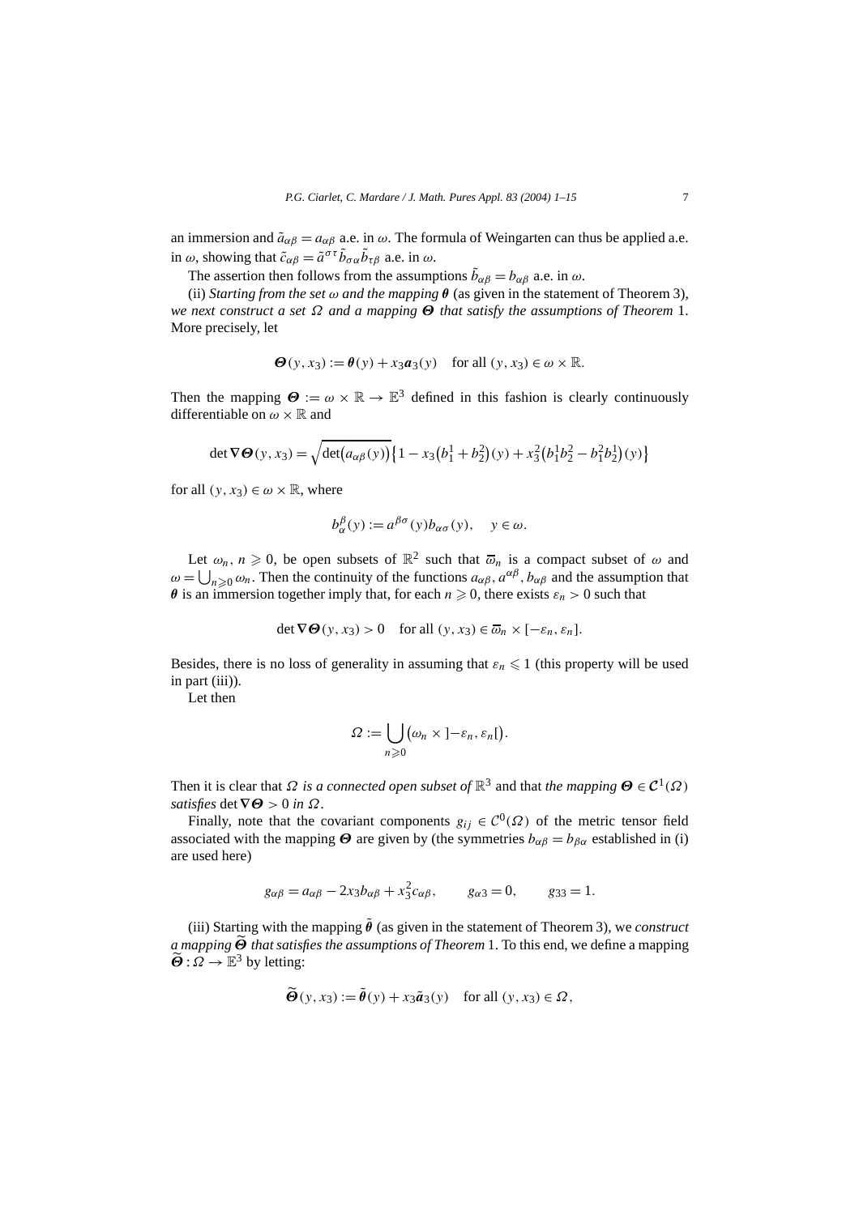an immersion and $\tilde{a}_{\alpha\beta} = a_{\alpha\beta}$ a.e. in $\omega$. The formula of Weingarten can thus be applied a.e. in $\omega$, showing that $\tilde{c}_{\alpha\beta} = \tilde{a}^{\sigma\tau}\tilde{b}_{\sigma\alpha}\tilde{b}_{\tau\beta}$ a.e. in $\omega$.

The assertion then follows from the assumptions $\tilde{b}_{\alpha\beta} = b_{\alpha\beta}$ a.e. in $\omega$.

(ii) *Starting from the set $\omega$ and the mapping $\boldsymbol{\theta}$ (as given in the statement of Theorem 3), we next construct a set $\Omega$ and a mapping $\boldsymbol{\Theta}$ that satisfy the assumptions of Theorem* 1. More precisely, let

$$\boldsymbol{\Theta}(y, x_3) := \boldsymbol{\theta}(y) + x_3\boldsymbol{a}_3(y) \quad \text{for all } (y, x_3) \in \omega \times \mathbb{R}.$$

Then the mapping $\boldsymbol{\Theta} := \omega \times \mathbb{R} \to \mathbb{E}^3$ defined in this fashion is clearly continuously differentiable on $\omega \times \mathbb{R}$ and

$$\det \boldsymbol{\nabla}\boldsymbol{\Theta}(y, x_3) = \sqrt{\det\big(a_{\alpha\beta}(y)\big)}\big\{1 - x_3\big(b_1^1 + b_2^2\big)(y) + x_3^2\big(b_1^1 b_2^2 - b_1^2 b_2^1\big)(y)\big\}$$

for all $(y, x_3) \in \omega \times \mathbb{R}$, where

$$b_\alpha^\beta(y) := a^{\beta\sigma}(y)b_{\alpha\sigma}(y), \quad y \in \omega.$$

Let $\omega_n$, $n \geqslant 0$, be open subsets of $\mathbb{R}^2$ such that $\overline{\omega}_n$ is a compact subset of $\omega$ and $\omega = \bigcup_{n\geqslant 0}\omega_n$. Then the continuity of the functions $a_{\alpha\beta}, a^{\alpha\beta}, b_{\alpha\beta}$ and the assumption that $\boldsymbol{\theta}$ is an immersion together imply that, for each $n \geqslant 0$, there exists $\varepsilon_n > 0$ such that

$$\det \boldsymbol{\nabla}\boldsymbol{\Theta}(y, x_3) > 0 \quad \text{for all } (y, x_3) \in \overline{\omega}_n \times [-\varepsilon_n, \varepsilon_n].$$

Besides, there is no loss of generality in assuming that $\varepsilon_n \leqslant 1$ (this property will be used in part (iii)).

Let then

$$\Omega := \bigcup_{n\geqslant 0}\big(\omega_n \times \left]-\varepsilon_n, \varepsilon_n\right[\big).$$

Then it is clear that *$\Omega$ is a connected open subset of* $\mathbb{R}^3$ and that *the mapping $\boldsymbol{\Theta} \in \mathcal{C}^1(\Omega)$ satisfies* $\det \boldsymbol{\nabla}\boldsymbol{\Theta} > 0$ *in $\Omega$*.

Finally, note that the covariant components $g_{ij} \in \mathcal{C}^0(\Omega)$ of the metric tensor field associated with the mapping $\boldsymbol{\Theta}$ are given by (the symmetries $b_{\alpha\beta} = b_{\beta\alpha}$ established in (i) are used here)

$$g_{\alpha\beta} = a_{\alpha\beta} - 2x_3 b_{\alpha\beta} + x_3^2 c_{\alpha\beta}, \qquad g_{\alpha 3} = 0, \qquad g_{33} = 1.$$

(iii) Starting with the mapping $\tilde{\boldsymbol{\theta}}$ (as given in the statement of Theorem 3), we *construct a mapping $\widetilde{\boldsymbol{\Theta}}$ that satisfies the assumptions of Theorem* 1. To this end, we define a mapping $\widetilde{\boldsymbol{\Theta}} : \Omega \to \mathbb{E}^3$ by letting:

$$\widetilde{\boldsymbol{\Theta}}(y, x_3) := \tilde{\boldsymbol{\theta}}(y) + x_3\tilde{\boldsymbol{a}}_3(y) \quad \text{for all } (y, x_3) \in \Omega,$$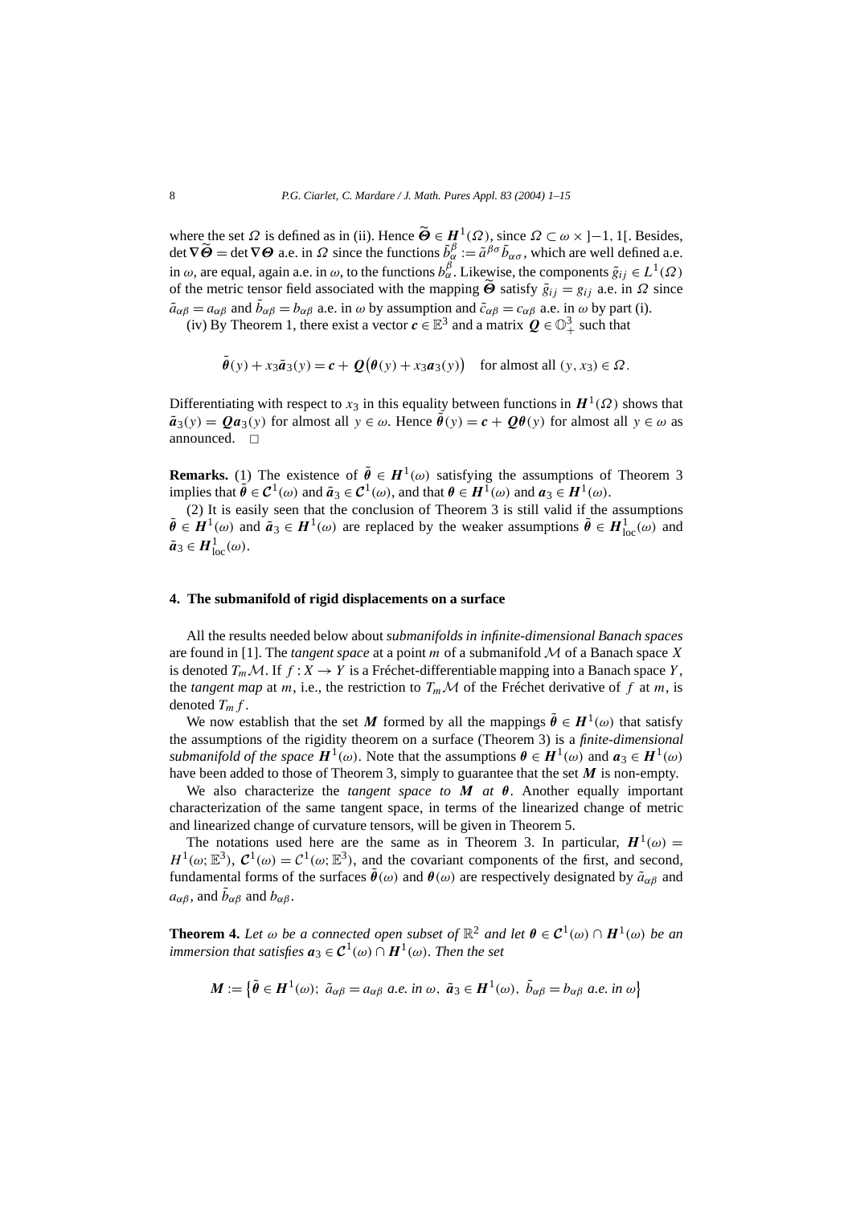where the set $\Omega$ is defined as in (ii). Hence $\widetilde{\boldsymbol{\Theta}} \in \boldsymbol{H}^1(\Omega)$, since $\Omega \subset \omega \times ]-1, 1[$. Besides, $\det \nabla \widetilde{\boldsymbol{\Theta}} = \det \nabla \boldsymbol{\Theta}$ a.e. in $\Omega$ since the functions $\tilde{b}_\alpha^\beta := \tilde{a}^{\beta\sigma} \tilde{b}_{\alpha\sigma}$, which are well defined a.e. in $\omega$, are equal, again a.e. in $\omega$, to the functions $b_\alpha^\beta$. Likewise, the components $\tilde{g}_{ij} \in L^1(\Omega)$ of the metric tensor field associated with the mapping $\widetilde{\boldsymbol{\Theta}}$ satisfy $\tilde{g}_{ij} = g_{ij}$ a.e. in $\Omega$ since $\tilde{a}_{\alpha\beta} = a_{\alpha\beta}$ and $\tilde{b}_{\alpha\beta} = b_{\alpha\beta}$ a.e. in $\omega$ by assumption and $\tilde{c}_{\alpha\beta} = c_{\alpha\beta}$ a.e. in $\omega$ by part (i).

(iv) By Theorem 1, there exist a vector $\boldsymbol{c} \in \mathbb{E}^3$ and a matrix $\boldsymbol{Q} \in \mathbb{O}^3_+$ such that

$$\tilde{\boldsymbol{\theta}}(y) + x_3 \tilde{\boldsymbol{a}}_3(y) = \boldsymbol{c} + \boldsymbol{Q}\big(\boldsymbol{\theta}(y) + x_3 \boldsymbol{a}_3(y)\big) \quad \text{for almost all } (y, x_3) \in \Omega.$$

Differentiating with respect to $x_3$ in this equality between functions in $\boldsymbol{H}^1(\Omega)$ shows that $\tilde{\boldsymbol{a}}_3(y) = \boldsymbol{Q}\boldsymbol{a}_3(y)$ for almost all $y \in \omega$. Hence $\tilde{\boldsymbol{\theta}}(y) = \boldsymbol{c} + \boldsymbol{Q}\boldsymbol{\theta}(y)$ for almost all $y \in \omega$ as announced. $\square$

**Remarks.** (1) The existence of $\tilde{\boldsymbol{\theta}} \in \boldsymbol{H}^1(\omega)$ satisfying the assumptions of Theorem 3 implies that $\tilde{\boldsymbol{\theta}} \in \boldsymbol{\mathcal{C}}^1(\omega)$ and $\tilde{\boldsymbol{a}}_3 \in \boldsymbol{\mathcal{C}}^1(\omega)$, and that $\boldsymbol{\theta} \in \boldsymbol{H}^1(\omega)$ and $\boldsymbol{a}_3 \in \boldsymbol{H}^1(\omega)$.

(2) It is easily seen that the conclusion of Theorem 3 is still valid if the assumptions $\tilde{\boldsymbol{\theta}} \in \boldsymbol{H}^1(\omega)$ and $\tilde{\boldsymbol{a}}_3 \in \boldsymbol{H}^1(\omega)$ are replaced by the weaker assumptions $\tilde{\boldsymbol{\theta}} \in \boldsymbol{H}^1_{\text{loc}}(\omega)$ and $\tilde{\boldsymbol{a}}_3 \in \boldsymbol{H}^1_{\text{loc}}(\omega)$.

## 4. The submanifold of rigid displacements on a surface

All the results needed below about *submanifolds in infinite-dimensional Banach spaces* are found in [1]. The *tangent space* at a point $m$ of a submanifold $\mathcal{M}$ of a Banach space $X$ is denoted $T_m\mathcal{M}$. If $f : X \to Y$ is a Fréchet-differentiable mapping into a Banach space $Y$, the *tangent map* at $m$, i.e., the restriction to $T_m\mathcal{M}$ of the Fréchet derivative of $f$ at $m$, is denoted $T_m f$.

We now establish that the set $\boldsymbol{M}$ formed by all the mappings $\tilde{\boldsymbol{\theta}} \in \boldsymbol{H}^1(\omega)$ that satisfy the assumptions of the rigidity theorem on a surface (Theorem 3) is a *finite-dimensional submanifold of the space* $\boldsymbol{H}^1(\omega)$. Note that the assumptions $\boldsymbol{\theta} \in \boldsymbol{H}^1(\omega)$ and $\boldsymbol{a}_3 \in \boldsymbol{H}^1(\omega)$ have been added to those of Theorem 3, simply to guarantee that the set $\boldsymbol{M}$ is non-empty.

We also characterize the *tangent space to* $\boldsymbol{M}$ *at* $\boldsymbol{\theta}$. Another equally important characterization of the same tangent space, in terms of the linearized change of metric and linearized change of curvature tensors, will be given in Theorem 5.

The notations used here are the same as in Theorem 3. In particular, $\boldsymbol{H}^1(\omega) = H^1(\omega; \mathbb{E}^3)$, $\boldsymbol{\mathcal{C}}^1(\omega) = \mathcal{C}^1(\omega; \mathbb{E}^3)$, and the covariant components of the first, and second, fundamental forms of the surfaces $\tilde{\boldsymbol{\theta}}(\omega)$ and $\boldsymbol{\theta}(\omega)$ are respectively designated by $\tilde{a}_{\alpha\beta}$ and $a_{\alpha\beta}$, and $\tilde{b}_{\alpha\beta}$ and $b_{\alpha\beta}$.

**Theorem 4.** *Let $\omega$ be a connected open subset of $\mathbb{R}^2$ and let $\boldsymbol{\theta} \in \boldsymbol{\mathcal{C}}^1(\omega) \cap \boldsymbol{H}^1(\omega)$ be an immersion that satisfies $\boldsymbol{a}_3 \in \boldsymbol{\mathcal{C}}^1(\omega) \cap \boldsymbol{H}^1(\omega)$. Then the set*

$$\boldsymbol{M} := \big\{\tilde{\boldsymbol{\theta}} \in \boldsymbol{H}^1(\omega);\ \tilde{a}_{\alpha\beta} = a_{\alpha\beta} \text{ a.e. in } \omega,\ \tilde{\boldsymbol{a}}_3 \in \boldsymbol{H}^1(\omega),\ \tilde{b}_{\alpha\beta} = b_{\alpha\beta} \text{ a.e. in } \omega\big\}$$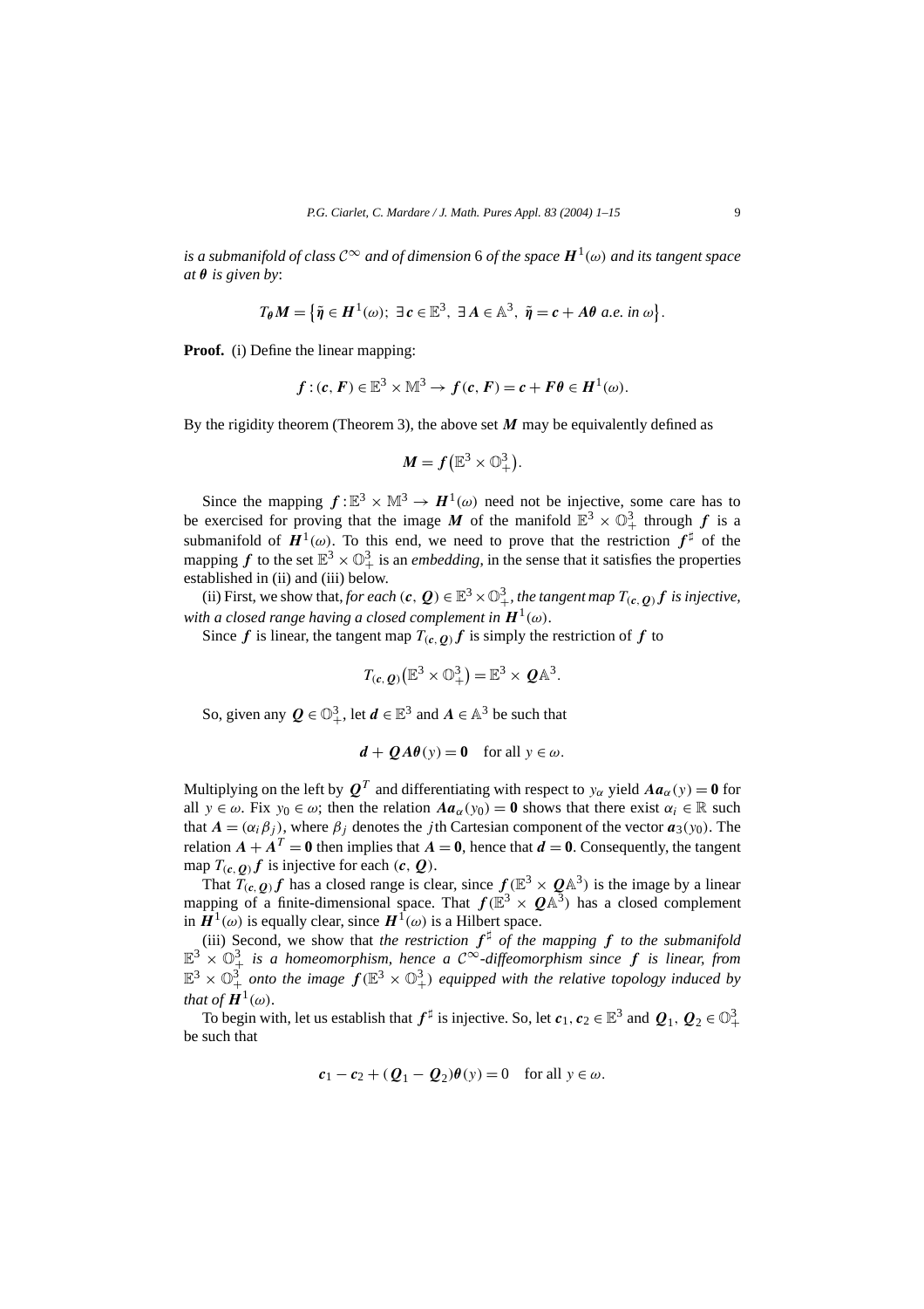*is a submanifold of class $\mathcal{C}^\infty$ and of dimension* 6 *of the space $\boldsymbol{H}^1(\omega)$ and its tangent space at $\boldsymbol{\theta}$ is given by*:

$$T_{\boldsymbol{\theta}}\boldsymbol{M} = \left\{\tilde{\boldsymbol{\eta}} \in \boldsymbol{H}^1(\omega);\ \exists \boldsymbol{c} \in \mathbb{E}^3,\ \exists \boldsymbol{A} \in \mathbb{A}^3,\ \tilde{\boldsymbol{\eta}} = \boldsymbol{c} + \boldsymbol{A}\boldsymbol{\theta} \text{ a.e. in } \omega\right\}.$$

**Proof.** (i) Define the linear mapping:

$$\boldsymbol{f} : (\boldsymbol{c}, \boldsymbol{F}) \in \mathbb{E}^3 \times \mathbb{M}^3 \to \boldsymbol{f}(\boldsymbol{c}, \boldsymbol{F}) = \boldsymbol{c} + \boldsymbol{F}\boldsymbol{\theta} \in \boldsymbol{H}^1(\omega).$$

By the rigidity theorem (Theorem 3), the above set $\boldsymbol{M}$ may be equivalently defined as

$$\boldsymbol{M} = \boldsymbol{f}\left(\mathbb{E}^3 \times \mathbb{O}^3_+\right).$$

Since the mapping $\boldsymbol{f} : \mathbb{E}^3 \times \mathbb{M}^3 \to \boldsymbol{H}^1(\omega)$ need not be injective, some care has to be exercised for proving that the image $\boldsymbol{M}$ of the manifold $\mathbb{E}^3 \times \mathbb{O}^3_+$ through $\boldsymbol{f}$ is a submanifold of $\boldsymbol{H}^1(\omega)$. To this end, we need to prove that the restriction $\boldsymbol{f}^\sharp$ of the mapping $\boldsymbol{f}$ to the set $\mathbb{E}^3 \times \mathbb{O}^3_+$ is an *embedding*, in the sense that it satisfies the properties established in (ii) and (iii) below.

(ii) First, we show that, *for each $(\boldsymbol{c}, \boldsymbol{Q}) \in \mathbb{E}^3 \times \mathbb{O}^3_+$, the tangent map $T_{(\boldsymbol{c},\boldsymbol{Q})}\boldsymbol{f}$ is injective, with a closed range having a closed complement in $\boldsymbol{H}^1(\omega)$*.

Since $\boldsymbol{f}$ is linear, the tangent map $T_{(\boldsymbol{c},\boldsymbol{Q})}\boldsymbol{f}$ is simply the restriction of $\boldsymbol{f}$ to

$$T_{(\boldsymbol{c},\boldsymbol{Q})}\left(\mathbb{E}^3 \times \mathbb{O}^3_+\right) = \mathbb{E}^3 \times \boldsymbol{Q}\mathbb{A}^3.$$

So, given any $\boldsymbol{Q} \in \mathbb{O}^3_+$, let $\boldsymbol{d} \in \mathbb{E}^3$ and $\boldsymbol{A} \in \mathbb{A}^3$ be such that

$$\boldsymbol{d} + \boldsymbol{Q}\boldsymbol{A}\boldsymbol{\theta}(y) = \boldsymbol{0} \quad \text{for all } y \in \omega.$$

Multiplying on the left by $\boldsymbol{Q}^T$ and differentiating with respect to $y_\alpha$ yield $\boldsymbol{A}\boldsymbol{a}_\alpha(y) = \boldsymbol{0}$ for all $y \in \omega$. Fix $y_0 \in \omega$; then the relation $\boldsymbol{A}\boldsymbol{a}_\alpha(y_0) = \boldsymbol{0}$ shows that there exist $\alpha_i \in \mathbb{R}$ such that $\boldsymbol{A} = (\alpha_i \beta_j)$, where $\beta_j$ denotes the $j$th Cartesian component of the vector $\boldsymbol{a}_3(y_0)$. The relation $\boldsymbol{A} + \boldsymbol{A}^T = \boldsymbol{0}$ then implies that $\boldsymbol{A} = \boldsymbol{0}$, hence that $\boldsymbol{d} = \boldsymbol{0}$. Consequently, the tangent map $T_{(\boldsymbol{c},\boldsymbol{Q})}\boldsymbol{f}$ is injective for each $(\boldsymbol{c}, \boldsymbol{Q})$.

That $T_{(\boldsymbol{c},\boldsymbol{Q})}\boldsymbol{f}$ has a closed range is clear, since $\boldsymbol{f}(\mathbb{E}^3 \times \boldsymbol{Q}\mathbb{A}^3)$ is the image by a linear mapping of a finite-dimensional space. That $\boldsymbol{f}(\mathbb{E}^3 \times \boldsymbol{Q}\mathbb{A}^3)$ has a closed complement in $\boldsymbol{H}^1(\omega)$ is equally clear, since $\boldsymbol{H}^1(\omega)$ is a Hilbert space.

(iii) Second, we show that *the restriction $\boldsymbol{f}^\sharp$ of the mapping $\boldsymbol{f}$ to the submanifold $\mathbb{E}^3 \times \mathbb{O}^3_+$ is a homeomorphism, hence a $\mathcal{C}^\infty$-diffeomorphism since $\boldsymbol{f}$ is linear, from $\mathbb{E}^3 \times \mathbb{O}^3_+$ onto the image $\boldsymbol{f}(\mathbb{E}^3 \times \mathbb{O}^3_+)$ equipped with the relative topology induced by that of $\boldsymbol{H}^1(\omega)$*.

To begin with, let us establish that $\boldsymbol{f}^\sharp$ is injective. So, let $\boldsymbol{c}_1, \boldsymbol{c}_2 \in \mathbb{E}^3$ and $\boldsymbol{Q}_1, \boldsymbol{Q}_2 \in \mathbb{O}^3_+$ be such that

$$\boldsymbol{c}_1 - \boldsymbol{c}_2 + (\boldsymbol{Q}_1 - \boldsymbol{Q}_2)\boldsymbol{\theta}(y) = 0 \quad \text{for all } y \in \omega.$$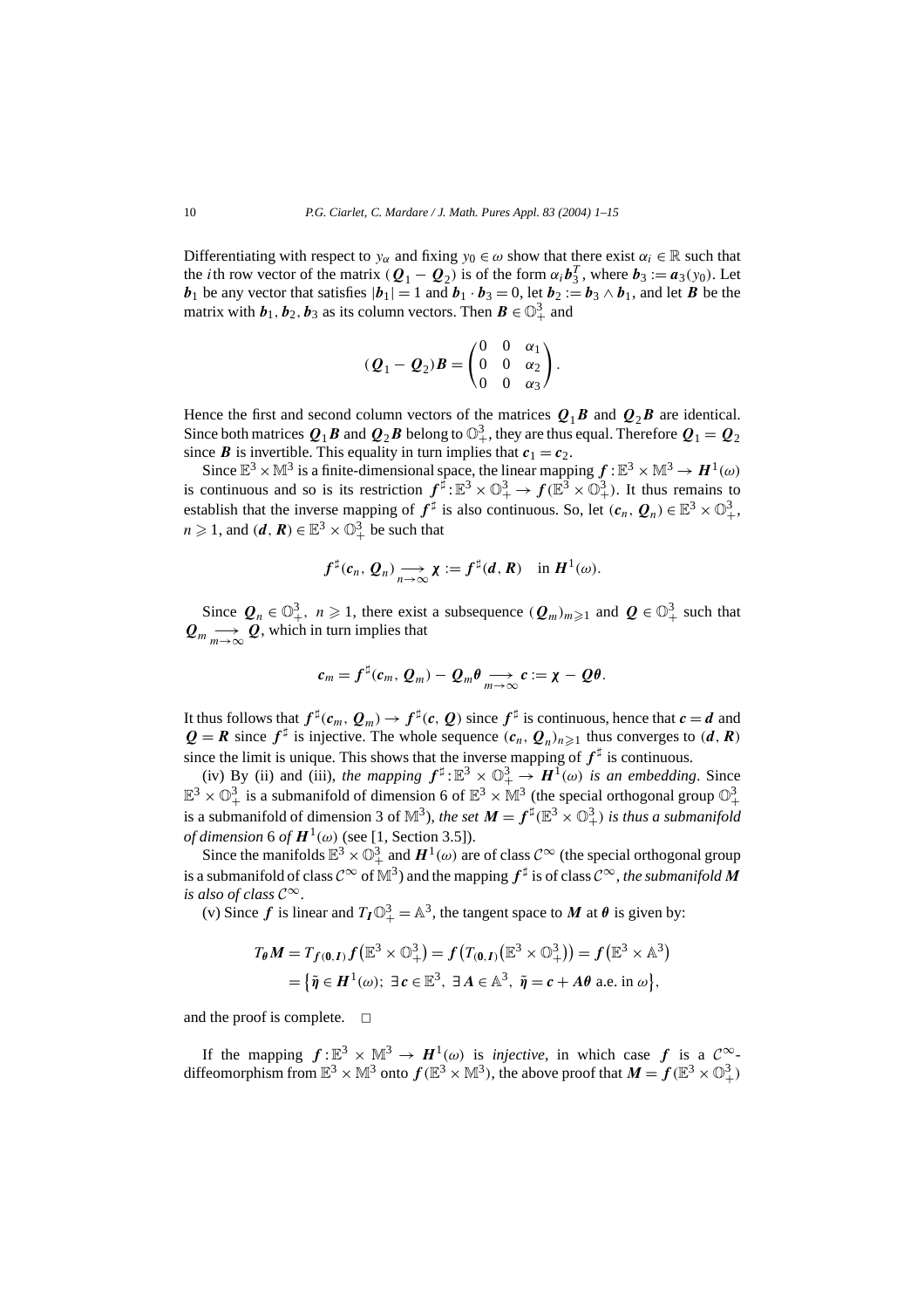Differentiating with respect to $y_\alpha$ and fixing $y_0 \in \omega$ show that there exist $\alpha_i \in \mathbb{R}$ such that the $i$th row vector of the matrix $(\boldsymbol{Q}_1 - \boldsymbol{Q}_2)$ is of the form $\alpha_i \boldsymbol{b}_3^T$, where $\boldsymbol{b}_3 := \boldsymbol{a}_3(y_0)$. Let $\boldsymbol{b}_1$ be any vector that satisfies $|\boldsymbol{b}_1| = 1$ and $\boldsymbol{b}_1 \cdot \boldsymbol{b}_3 = 0$, let $\boldsymbol{b}_2 := \boldsymbol{b}_3 \wedge \boldsymbol{b}_1$, and let $\boldsymbol{B}$ be the matrix with $\boldsymbol{b}_1, \boldsymbol{b}_2, \boldsymbol{b}_3$ as its column vectors. Then $\boldsymbol{B} \in \mathbb{O}^3_+$ and

$$(\boldsymbol{Q}_1 - \boldsymbol{Q}_2)\boldsymbol{B} = \begin{pmatrix} 0 & 0 & \alpha_1 \\ 0 & 0 & \alpha_2 \\ 0 & 0 & \alpha_3 \end{pmatrix}.$$

Hence the first and second column vectors of the matrices $\boldsymbol{Q}_1\boldsymbol{B}$ and $\boldsymbol{Q}_2\boldsymbol{B}$ are identical. Since both matrices $\boldsymbol{Q}_1\boldsymbol{B}$ and $\boldsymbol{Q}_2\boldsymbol{B}$ belong to $\mathbb{O}^3_+$, they are thus equal. Therefore $\boldsymbol{Q}_1 = \boldsymbol{Q}_2$ since $\boldsymbol{B}$ is invertible. This equality in turn implies that $\boldsymbol{c}_1 = \boldsymbol{c}_2$.

Since $\mathbb{E}^3 \times \mathbb{M}^3$ is a finite-dimensional space, the linear mapping $\boldsymbol{f} : \mathbb{E}^3 \times \mathbb{M}^3 \to \boldsymbol{H}^1(\omega)$ is continuous and so is its restriction $\boldsymbol{f}^\sharp : \mathbb{E}^3 \times \mathbb{O}^3_+ \to \boldsymbol{f}(\mathbb{E}^3 \times \mathbb{O}^3_+)$. It thus remains to establish that the inverse mapping of $\boldsymbol{f}^\sharp$ is also continuous. So, let $(\boldsymbol{c}_n, \boldsymbol{Q}_n) \in \mathbb{E}^3 \times \mathbb{O}^3_+$, $n \geqslant 1$, and $(\boldsymbol{d}, \boldsymbol{R}) \in \mathbb{E}^3 \times \mathbb{O}^3_+$ be such that

$$\boldsymbol{f}^\sharp(\boldsymbol{c}_n, \boldsymbol{Q}_n) \underset{n \to \infty}{\longrightarrow} \boldsymbol{\chi} := \boldsymbol{f}^\sharp(\boldsymbol{d}, \boldsymbol{R}) \quad \text{in } \boldsymbol{H}^1(\omega).$$

Since $\boldsymbol{Q}_n \in \mathbb{O}^3_+$, $n \geqslant 1$, there exist a subsequence $(\boldsymbol{Q}_m)_{m \geqslant 1}$ and $\boldsymbol{Q} \in \mathbb{O}^3_+$ such that $\boldsymbol{Q}_m \underset{m \to \infty}{\longrightarrow} \boldsymbol{Q}$, which in turn implies that

$$\boldsymbol{c}_m = \boldsymbol{f}^\sharp(\boldsymbol{c}_m, \boldsymbol{Q}_m) - \boldsymbol{Q}_m \boldsymbol{\theta} \underset{m \to \infty}{\longrightarrow} \boldsymbol{c} := \boldsymbol{\chi} - \boldsymbol{Q}\boldsymbol{\theta}.$$

It thus follows that $\boldsymbol{f}^\sharp(\boldsymbol{c}_m, \boldsymbol{Q}_m) \to \boldsymbol{f}^\sharp(\boldsymbol{c}, \boldsymbol{Q})$ since $\boldsymbol{f}^\sharp$ is continuous, hence that $\boldsymbol{c} = \boldsymbol{d}$ and $\boldsymbol{Q} = \boldsymbol{R}$ since $\boldsymbol{f}^\sharp$ is injective. The whole sequence $(\boldsymbol{c}_n, \boldsymbol{Q}_n)_{n \geqslant 1}$ thus converges to $(\boldsymbol{d}, \boldsymbol{R})$ since the limit is unique. This shows that the inverse mapping of $\boldsymbol{f}^\sharp$ is continuous.

(iv) By (ii) and (iii), *the mapping* $\boldsymbol{f}^\sharp : \mathbb{E}^3 \times \mathbb{O}^3_+ \to \boldsymbol{H}^1(\omega)$ *is an embedding*. Since $\mathbb{E}^3 \times \mathbb{O}^3_+$ is a submanifold of dimension 6 of $\mathbb{E}^3 \times \mathbb{M}^3$ (the special orthogonal group $\mathbb{O}^3_+$ is a submanifold of dimension 3 of $\mathbb{M}^3$), *the set* $\boldsymbol{M} = \boldsymbol{f}^\sharp(\mathbb{E}^3 \times \mathbb{O}^3_+)$ *is thus a submanifold of dimension* 6 *of* $\boldsymbol{H}^1(\omega)$ (see [1, Section 3.5]).

Since the manifolds $\mathbb{E}^3 \times \mathbb{O}^3_+$ and $\boldsymbol{H}^1(\omega)$ are of class $\mathcal{C}^\infty$ (the special orthogonal group is a submanifold of class $\mathcal{C}^\infty$ of $\mathbb{M}^3$) and the mapping $\boldsymbol{f}^\sharp$ is of class $\mathcal{C}^\infty$, *the submanifold* $\boldsymbol{M}$ *is also of class* $\mathcal{C}^\infty$.

(v) Since $\boldsymbol{f}$ is linear and $T_{\boldsymbol{I}}\mathbb{O}^3_+ = \mathbb{A}^3$, the tangent space to $\boldsymbol{M}$ at $\boldsymbol{\theta}$ is given by:

$$\begin{aligned} T_{\boldsymbol{\theta}}\boldsymbol{M} &= T_{\boldsymbol{f}(\boldsymbol{0},\boldsymbol{I})}\boldsymbol{f}\left(\mathbb{E}^3 \times \mathbb{O}^3_+\right) = \boldsymbol{f}\left(T_{(\boldsymbol{0},\boldsymbol{I})}\left(\mathbb{E}^3 \times \mathbb{O}^3_+\right)\right) = \boldsymbol{f}\left(\mathbb{E}^3 \times \mathbb{A}^3\right) \\ &= \left\{\tilde{\boldsymbol{\eta}} \in \boldsymbol{H}^1(\omega);\ \exists\, \boldsymbol{c} \in \mathbb{E}^3,\ \exists\, \boldsymbol{A} \in \mathbb{A}^3,\ \tilde{\boldsymbol{\eta}} = \boldsymbol{c} + \boldsymbol{A}\boldsymbol{\theta} \text{ a.e. in } \omega\right\}, \end{aligned}$$

and the proof is complete. $\square$

If the mapping $\boldsymbol{f} : \mathbb{E}^3 \times \mathbb{M}^3 \to \boldsymbol{H}^1(\omega)$ is *injective*, in which case $\boldsymbol{f}$ is a $\mathcal{C}^\infty$-diffeomorphism from $\mathbb{E}^3 \times \mathbb{M}^3$ onto $\boldsymbol{f}(\mathbb{E}^3 \times \mathbb{M}^3)$, the above proof that $\boldsymbol{M} = \boldsymbol{f}(\mathbb{E}^3 \times \mathbb{O}^3_+)$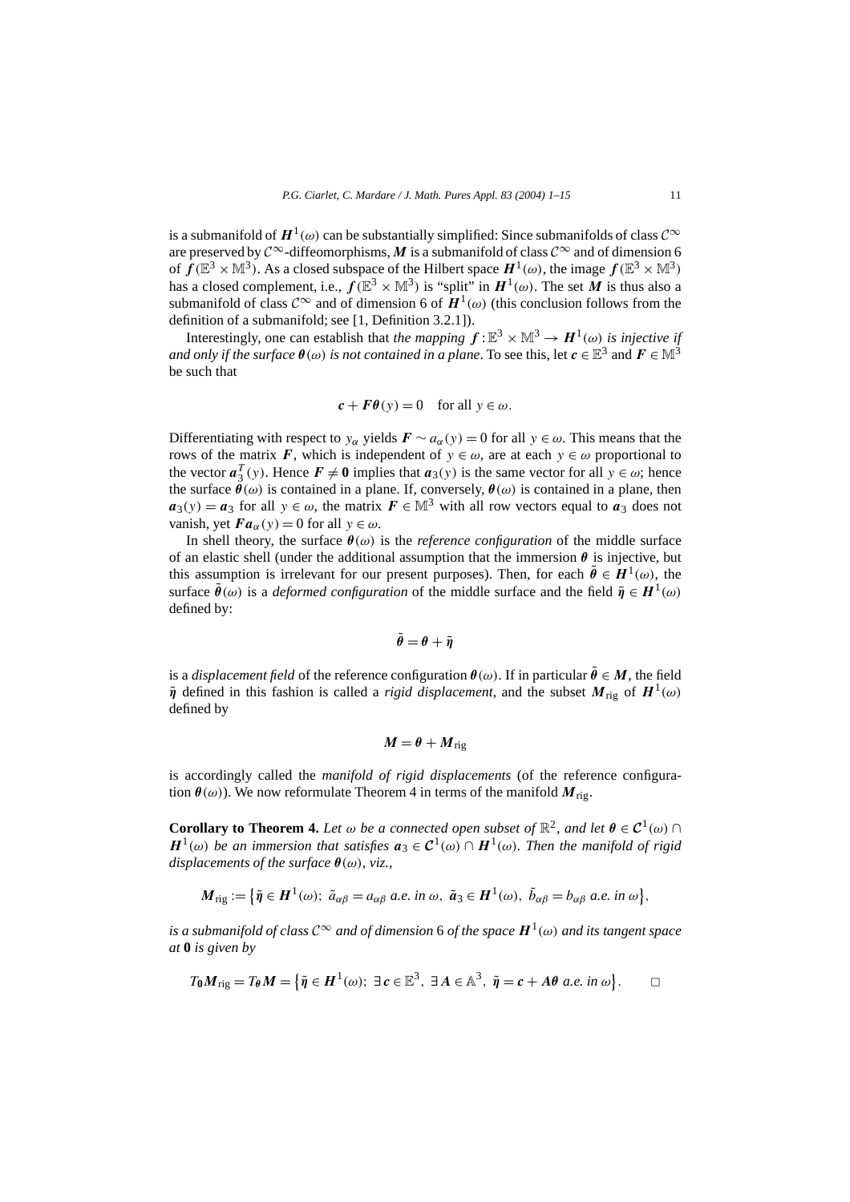is a submanifold of $\boldsymbol{H}^1(\omega)$ can be substantially simplified: Since submanifolds of class $\mathcal{C}^\infty$ are preserved by $\mathcal{C}^\infty$-diffeomorphisms, $\boldsymbol{M}$ is a submanifold of class $\mathcal{C}^\infty$ and of dimension 6 of $\boldsymbol{f}(\mathbb{E}^3 \times \mathbb{M}^3)$. As a closed subspace of the Hilbert space $\boldsymbol{H}^1(\omega)$, the image $\boldsymbol{f}(\mathbb{E}^3 \times \mathbb{M}^3)$ has a closed complement, i.e., $\boldsymbol{f}(\mathbb{E}^3 \times \mathbb{M}^3)$ is "split" in $\boldsymbol{H}^1(\omega)$. The set $\boldsymbol{M}$ is thus also a submanifold of class $\mathcal{C}^\infty$ and of dimension 6 of $\boldsymbol{H}^1(\omega)$ (this conclusion follows from the definition of a submanifold; see [1, Definition 3.2.1]).

Interestingly, one can establish that *the mapping $\boldsymbol{f} : \mathbb{E}^3 \times \mathbb{M}^3 \to \boldsymbol{H}^1(\omega)$ is injective if and only if the surface $\boldsymbol{\theta}(\omega)$ is not contained in a plane*. To see this, let $\boldsymbol{c} \in \mathbb{E}^3$ and $\boldsymbol{F} \in \mathbb{M}^3$ be such that

$$\boldsymbol{c} + \boldsymbol{F}\boldsymbol{\theta}(y) = 0 \quad \text{for all } y \in \omega.$$

Differentiating with respect to $y_\alpha$ yields $\boldsymbol{F} \sim a_\alpha(y) = 0$ for all $y \in \omega$. This means that the rows of the matrix $\boldsymbol{F}$, which is independent of $y \in \omega$, are at each $y \in \omega$ proportional to the vector $\boldsymbol{a}_3^T(y)$. Hence $\boldsymbol{F} \neq \boldsymbol{0}$ implies that $\boldsymbol{a}_3(y)$ is the same vector for all $y \in \omega$; hence the surface $\boldsymbol{\theta}(\omega)$ is contained in a plane. If, conversely, $\boldsymbol{\theta}(\omega)$ is contained in a plane, then $\boldsymbol{a}_3(y) = \boldsymbol{a}_3$ for all $y \in \omega$, the matrix $\boldsymbol{F} \in \mathbb{M}^3$ with all row vectors equal to $\boldsymbol{a}_3$ does not vanish, yet $\boldsymbol{F}\boldsymbol{a}_\alpha(y) = 0$ for all $y \in \omega$.

In shell theory, the surface $\boldsymbol{\theta}(\omega)$ is the *reference configuration* of the middle surface of an elastic shell (under the additional assumption that the immersion $\boldsymbol{\theta}$ is injective, but this assumption is irrelevant for our present purposes). Then, for each $\tilde{\boldsymbol{\theta}} \in \boldsymbol{H}^1(\omega)$, the surface $\tilde{\boldsymbol{\theta}}(\omega)$ is a *deformed configuration* of the middle surface and the field $\tilde{\boldsymbol{\eta}} \in \boldsymbol{H}^1(\omega)$ defined by:

$$\tilde{\boldsymbol{\theta}} = \boldsymbol{\theta} + \tilde{\boldsymbol{\eta}}$$

is a *displacement field* of the reference configuration $\boldsymbol{\theta}(\omega)$. If in particular $\tilde{\boldsymbol{\theta}} \in \boldsymbol{M}$, the field $\tilde{\boldsymbol{\eta}}$ defined in this fashion is called a *rigid displacement*, and the subset $\boldsymbol{M}_{\mathrm{rig}}$ of $\boldsymbol{H}^1(\omega)$ defined by

$$\boldsymbol{M} = \boldsymbol{\theta} + \boldsymbol{M}_{\mathrm{rig}}$$

is accordingly called the *manifold of rigid displacements* (of the reference configuration $\boldsymbol{\theta}(\omega)$). We now reformulate Theorem 4 in terms of the manifold $\boldsymbol{M}_{\mathrm{rig}}$.

**Corollary to Theorem 4.** *Let $\omega$ be a connected open subset of $\mathbb{R}^2$, and let $\boldsymbol{\theta} \in \boldsymbol{\mathcal{C}}^1(\omega) \cap \boldsymbol{H}^1(\omega)$ be an immersion that satisfies $\boldsymbol{a}_3 \in \boldsymbol{\mathcal{C}}^1(\omega) \cap \boldsymbol{H}^1(\omega)$. Then the manifold of rigid displacements of the surface $\boldsymbol{\theta}(\omega)$, viz.,*

$$\boldsymbol{M}_{\mathrm{rig}} := \left\{ \tilde{\boldsymbol{\eta}} \in \boldsymbol{H}^1(\omega);\ \tilde{a}_{\alpha\beta} = a_{\alpha\beta} \text{ a.e. in } \omega,\ \tilde{\boldsymbol{a}}_3 \in \boldsymbol{H}^1(\omega),\ \tilde{b}_{\alpha\beta} = b_{\alpha\beta} \text{ a.e. in } \omega \right\},$$

*is a submanifold of class $\mathcal{C}^\infty$ and of dimension 6 of the space $\boldsymbol{H}^1(\omega)$ and its tangent space at $\boldsymbol{0}$ is given by*

$$T_{\boldsymbol{0}}\boldsymbol{M}_{\mathrm{rig}} = T_{\boldsymbol{\theta}}\boldsymbol{M} = \left\{ \tilde{\boldsymbol{\eta}} \in \boldsymbol{H}^1(\omega);\ \exists\, \boldsymbol{c} \in \mathbb{E}^3,\ \exists\, \boldsymbol{A} \in \mathbb{A}^3,\ \tilde{\boldsymbol{\eta}} = \boldsymbol{c} + \boldsymbol{A}\boldsymbol{\theta} \text{ a.e. in } \omega \right\}. \qquad \square$$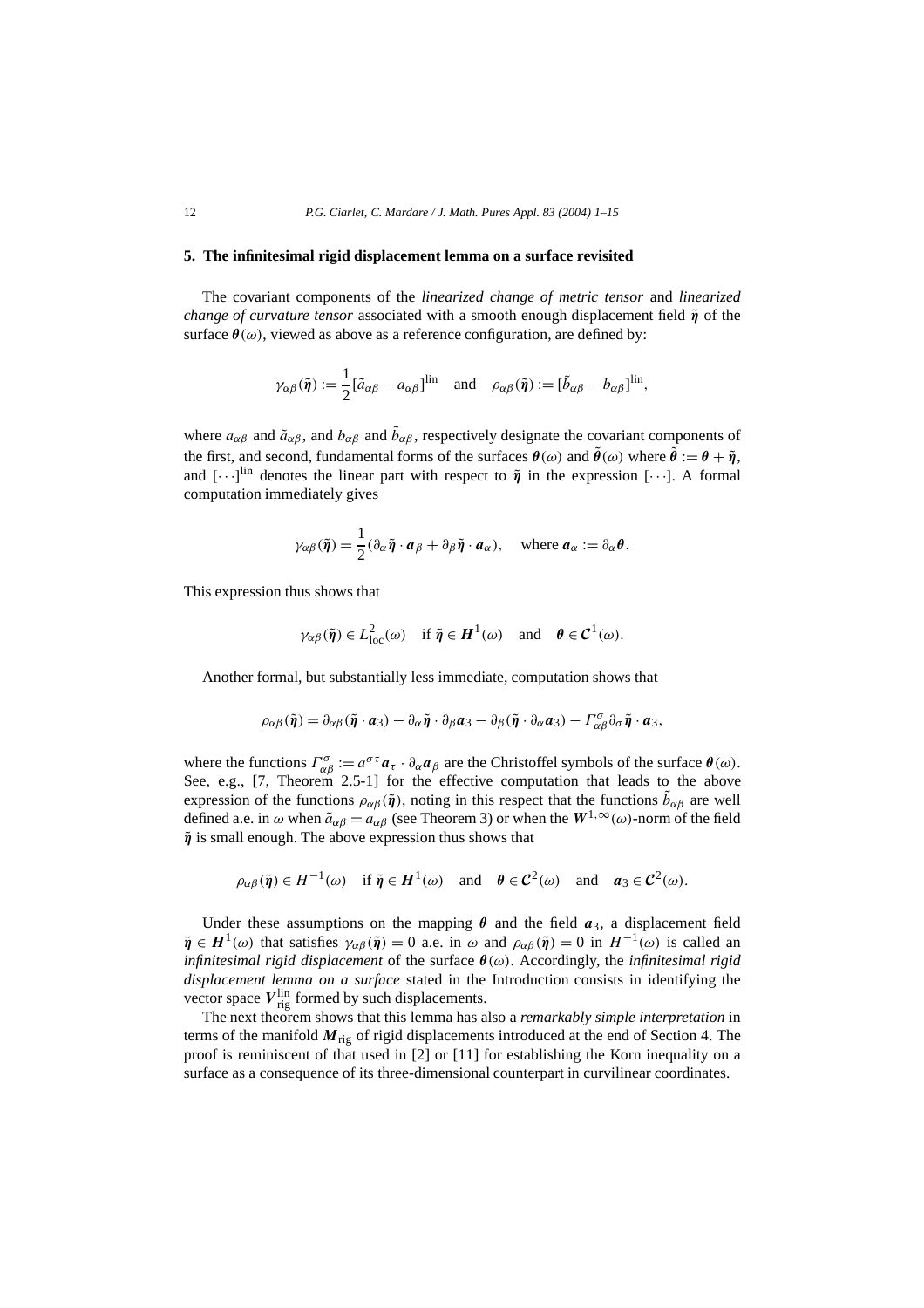## 5. The infinitesimal rigid displacement lemma on a surface revisited

The covariant components of the *linearized change of metric tensor* and *linearized change of curvature tensor* associated with a smooth enough displacement field $\tilde{\boldsymbol{\eta}}$ of the surface $\boldsymbol{\theta}(\omega)$, viewed as above as a reference configuration, are defined by:

$$\gamma_{\alpha\beta}(\tilde{\boldsymbol{\eta}}) := \frac{1}{2}[\tilde{a}_{\alpha\beta} - a_{\alpha\beta}]^{\text{lin}} \quad \text{and} \quad \rho_{\alpha\beta}(\tilde{\boldsymbol{\eta}}) := [\tilde{b}_{\alpha\beta} - b_{\alpha\beta}]^{\text{lin}},$$

where $a_{\alpha\beta}$ and $\tilde{a}_{\alpha\beta}$, and $b_{\alpha\beta}$ and $\tilde{b}_{\alpha\beta}$, respectively designate the covariant components of the first, and second, fundamental forms of the surfaces $\boldsymbol{\theta}(\omega)$ and $\tilde{\boldsymbol{\theta}}(\omega)$ where $\tilde{\boldsymbol{\theta}} := \boldsymbol{\theta} + \tilde{\boldsymbol{\eta}}$, and $[\cdots]^{\text{lin}}$ denotes the linear part with respect to $\tilde{\boldsymbol{\eta}}$ in the expression $[\cdots]$. A formal computation immediately gives

$$\gamma_{\alpha\beta}(\tilde{\boldsymbol{\eta}}) = \frac{1}{2}(\partial_\alpha \tilde{\boldsymbol{\eta}} \cdot \boldsymbol{a}_\beta + \partial_\beta \tilde{\boldsymbol{\eta}} \cdot \boldsymbol{a}_\alpha), \quad \text{where } \boldsymbol{a}_\alpha := \partial_\alpha \boldsymbol{\theta}.$$

This expression thus shows that

$$\gamma_{\alpha\beta}(\tilde{\boldsymbol{\eta}}) \in L^2_{\text{loc}}(\omega) \quad \text{if } \tilde{\boldsymbol{\eta}} \in \boldsymbol{H}^1(\omega) \quad \text{and} \quad \boldsymbol{\theta} \in \boldsymbol{\mathcal{C}}^1(\omega).$$

Another formal, but substantially less immediate, computation shows that

$$\rho_{\alpha\beta}(\tilde{\boldsymbol{\eta}}) = \partial_{\alpha\beta}(\tilde{\boldsymbol{\eta}} \cdot \boldsymbol{a}_3) - \partial_\alpha \tilde{\boldsymbol{\eta}} \cdot \partial_\beta \boldsymbol{a}_3 - \partial_\beta(\tilde{\boldsymbol{\eta}} \cdot \partial_\alpha \boldsymbol{a}_3) - \Gamma^\sigma_{\alpha\beta} \partial_\sigma \tilde{\boldsymbol{\eta}} \cdot \boldsymbol{a}_3,$$

where the functions $\Gamma^\sigma_{\alpha\beta} := a^{\sigma\tau} \boldsymbol{a}_\tau \cdot \partial_\alpha \boldsymbol{a}_\beta$ are the Christoffel symbols of the surface $\boldsymbol{\theta}(\omega)$. See, e.g., [7, Theorem 2.5-1] for the effective computation that leads to the above expression of the functions $\rho_{\alpha\beta}(\tilde{\boldsymbol{\eta}})$, noting in this respect that the functions $\tilde{b}_{\alpha\beta}$ are well defined a.e. in $\omega$ when $\tilde{a}_{\alpha\beta} = a_{\alpha\beta}$ (see Theorem 3) or when the $\boldsymbol{W}^{1,\infty}(\omega)$-norm of the field $\tilde{\boldsymbol{\eta}}$ is small enough. The above expression thus shows that

$$\rho_{\alpha\beta}(\tilde{\boldsymbol{\eta}}) \in H^{-1}(\omega) \quad \text{if } \tilde{\boldsymbol{\eta}} \in \boldsymbol{H}^1(\omega) \quad \text{and} \quad \boldsymbol{\theta} \in \boldsymbol{\mathcal{C}}^2(\omega) \quad \text{and} \quad \boldsymbol{a}_3 \in \boldsymbol{\mathcal{C}}^2(\omega).$$

Under these assumptions on the mapping $\boldsymbol{\theta}$ and the field $\boldsymbol{a}_3$, a displacement field $\tilde{\boldsymbol{\eta}} \in \boldsymbol{H}^1(\omega)$ that satisfies $\gamma_{\alpha\beta}(\tilde{\boldsymbol{\eta}}) = 0$ a.e. in $\omega$ and $\rho_{\alpha\beta}(\tilde{\boldsymbol{\eta}}) = 0$ in $H^{-1}(\omega)$ is called an *infinitesimal rigid displacement* of the surface $\boldsymbol{\theta}(\omega)$. Accordingly, the *infinitesimal rigid displacement lemma on a surface* stated in the Introduction consists in identifying the vector space $\boldsymbol{V}^{\text{lin}}_{\text{rig}}$ formed by such displacements.

The next theorem shows that this lemma has also a *remarkably simple interpretation* in terms of the manifold $\boldsymbol{M}_{\text{rig}}$ of rigid displacements introduced at the end of Section 4. The proof is reminiscent of that used in [2] or [11] for establishing the Korn inequality on a surface as a consequence of its three-dimensional counterpart in curvilinear coordinates.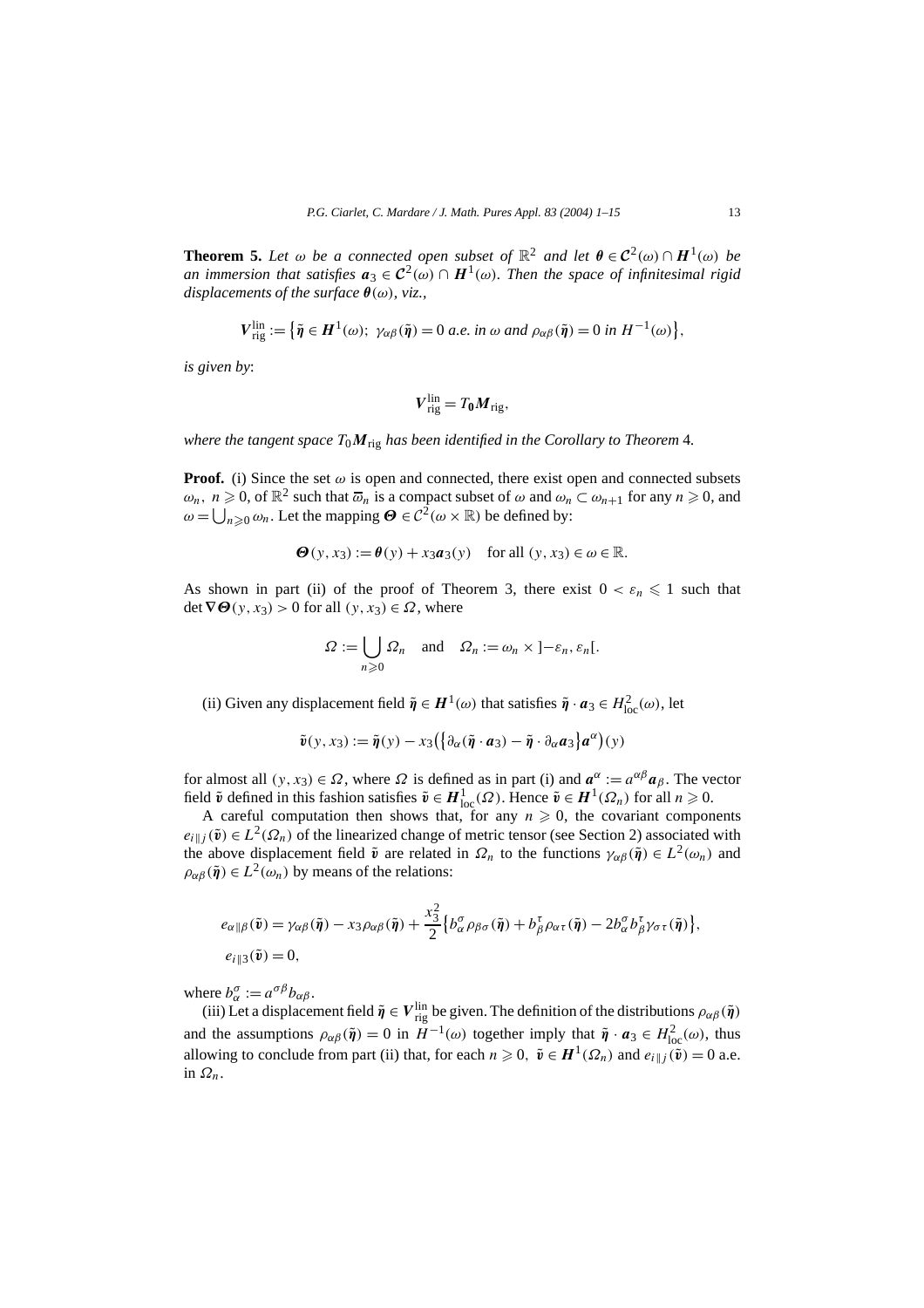**Theorem 5.** *Let $\omega$ be a connected open subset of $\mathbb{R}^2$ and let $\boldsymbol{\theta} \in \mathcal{C}^2(\omega) \cap \boldsymbol{H}^1(\omega)$ be an immersion that satisfies $\boldsymbol{a}_3 \in \mathcal{C}^2(\omega) \cap \boldsymbol{H}^1(\omega)$. Then the space of infinitesimal rigid displacements of the surface $\boldsymbol{\theta}(\omega)$, viz.,*

$$\boldsymbol{V}_{\text{rig}}^{\text{lin}} := \big\{\tilde{\boldsymbol{\eta}} \in \boldsymbol{H}^1(\omega);\ \gamma_{\alpha\beta}(\tilde{\boldsymbol{\eta}}) = 0 \text{ a.e. in } \omega \text{ and } \rho_{\alpha\beta}(\tilde{\boldsymbol{\eta}}) = 0 \text{ in } H^{-1}(\omega)\big\},$$

*is given by*:

$$\boldsymbol{V}_{\text{rig}}^{\text{lin}} = T_{\mathbf{0}}\boldsymbol{M}_{\text{rig}},$$

*where the tangent space $T_0\boldsymbol{M}_{\text{rig}}$ has been identified in the Corollary to Theorem* 4.

**Proof.** (i) Since the set $\omega$ is open and connected, there exist open and connected subsets $\omega_n$, $n \geqslant 0$, of $\mathbb{R}^2$ such that $\overline{\omega}_n$ is a compact subset of $\omega$ and $\omega_n \subset \omega_{n+1}$ for any $n \geqslant 0$, and $\omega = \bigcup_{n\geqslant 0} \omega_n$. Let the mapping $\boldsymbol{\Theta} \in \mathcal{C}^2(\omega \times \mathbb{R})$ be defined by:

$$\boldsymbol{\Theta}(y, x_3) := \boldsymbol{\theta}(y) + x_3\boldsymbol{a}_3(y) \quad \text{for all } (y, x_3) \in \omega \in \mathbb{R}.$$

As shown in part (ii) of the proof of Theorem 3, there exist $0 < \varepsilon_n \leqslant 1$ such that $\det \boldsymbol{\nabla\Theta}(y, x_3) > 0$ for all $(y, x_3) \in \Omega$, where

$$\Omega := \bigcup_{n\geqslant 0} \Omega_n \quad \text{and} \quad \Omega_n := \omega_n \times \left]-\varepsilon_n, \varepsilon_n\right[.$$

(ii) Given any displacement field $\tilde{\boldsymbol{\eta}} \in \boldsymbol{H}^1(\omega)$ that satisfies $\tilde{\boldsymbol{\eta}} \cdot \boldsymbol{a}_3 \in H^2_{\text{loc}}(\omega)$, let

$$\tilde{\boldsymbol{v}}(y, x_3) := \tilde{\boldsymbol{\eta}}(y) - x_3\big(\big\{\partial_\alpha(\tilde{\boldsymbol{\eta}} \cdot \boldsymbol{a}_3) - \tilde{\boldsymbol{\eta}} \cdot \partial_\alpha\boldsymbol{a}_3\big\}\boldsymbol{a}^\alpha\big)(y)$$

for almost all $(y, x_3) \in \Omega$, where $\Omega$ is defined as in part (i) and $\boldsymbol{a}^\alpha := a^{\alpha\beta}\boldsymbol{a}_\beta$. The vector field $\tilde{\boldsymbol{v}}$ defined in this fashion satisfies $\tilde{\boldsymbol{v}} \in \boldsymbol{H}^1_{\text{loc}}(\Omega)$. Hence $\tilde{\boldsymbol{v}} \in \boldsymbol{H}^1(\Omega_n)$ for all $n \geqslant 0$.

A careful computation then shows that, for any $n \geqslant 0$, the covariant components $e_{i\|j}(\tilde{\boldsymbol{v}}) \in L^2(\Omega_n)$ of the linearized change of metric tensor (see Section 2) associated with the above displacement field $\tilde{\boldsymbol{v}}$ are related in $\Omega_n$ to the functions $\gamma_{\alpha\beta}(\tilde{\boldsymbol{\eta}}) \in L^2(\omega_n)$ and $\rho_{\alpha\beta}(\tilde{\boldsymbol{\eta}}) \in L^2(\omega_n)$ by means of the relations:

$$\begin{aligned}
&e_{\alpha\|\beta}(\tilde{\boldsymbol{v}}) = \gamma_{\alpha\beta}(\tilde{\boldsymbol{\eta}}) - x_3\rho_{\alpha\beta}(\tilde{\boldsymbol{\eta}}) + \frac{x_3^2}{2}\big\{b_\alpha^\sigma\rho_{\beta\sigma}(\tilde{\boldsymbol{\eta}}) + b_\beta^\tau\rho_{\alpha\tau}(\tilde{\boldsymbol{\eta}}) - 2b_\alpha^\sigma b_\beta^\tau\gamma_{\sigma\tau}(\tilde{\boldsymbol{\eta}})\big\},\\
&e_{i\|3}(\tilde{\boldsymbol{v}}) = 0,
\end{aligned}$$

where $b_\alpha^\sigma := a^{\sigma\beta}b_{\alpha\beta}$.

(iii) Let a displacement field $\tilde{\boldsymbol{\eta}} \in \boldsymbol{V}_{\text{rig}}^{\text{lin}}$ be given. The definition of the distributions $\rho_{\alpha\beta}(\tilde{\boldsymbol{\eta}})$ and the assumptions $\rho_{\alpha\beta}(\tilde{\boldsymbol{\eta}}) = 0$ in $H^{-1}(\omega)$ together imply that $\tilde{\boldsymbol{\eta}} \cdot \boldsymbol{a}_3 \in H^2_{\text{loc}}(\omega)$, thus allowing to conclude from part (ii) that, for each $n \geqslant 0$, $\tilde{\boldsymbol{v}} \in \boldsymbol{H}^1(\Omega_n)$ and $e_{i\|j}(\tilde{\boldsymbol{v}}) = 0$ a.e. in $\Omega_n$.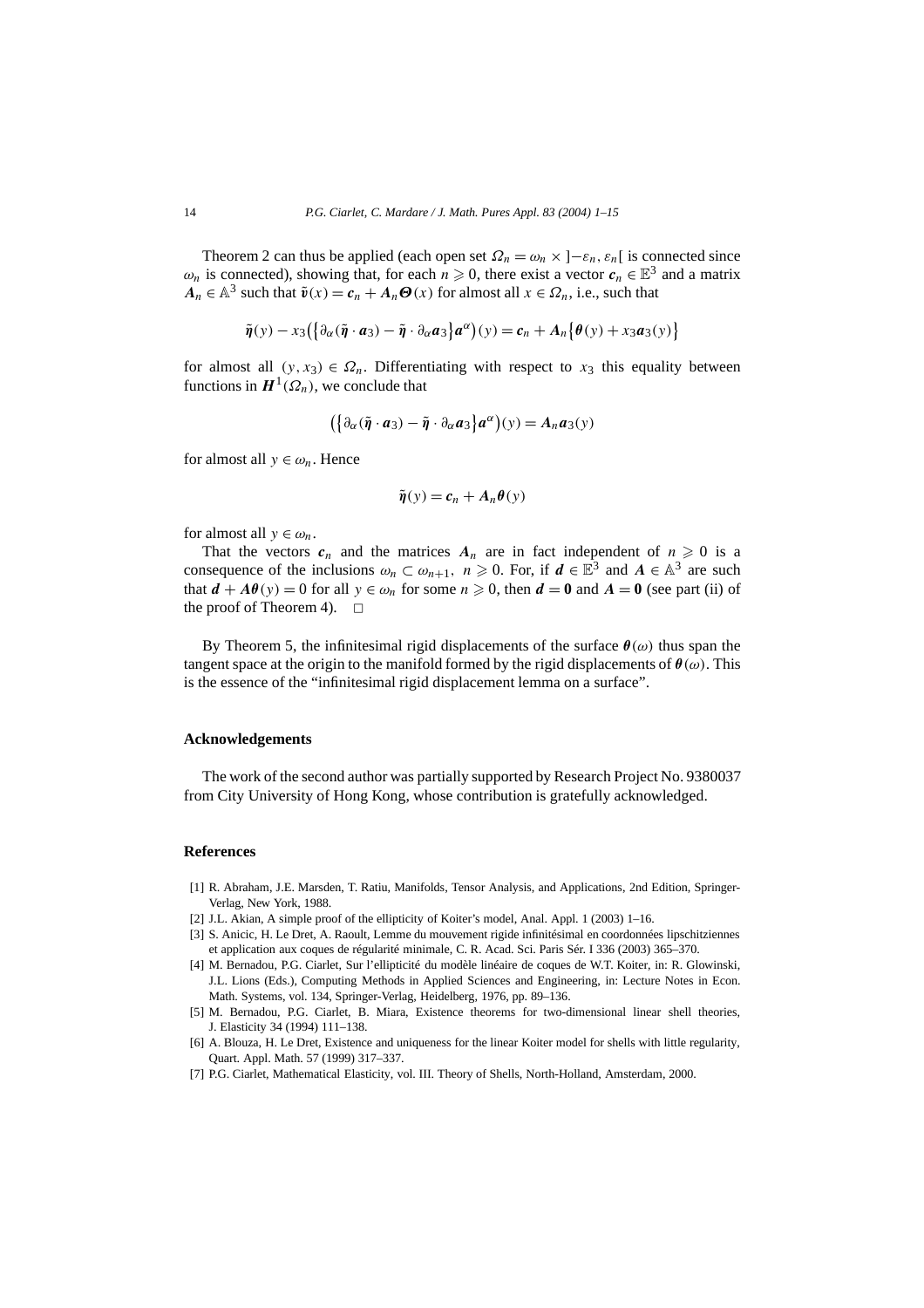Theorem 2 can thus be applied (each open set $\Omega_n = \omega_n \times ]-\varepsilon_n, \varepsilon_n[$ is connected since $\omega_n$ is connected), showing that, for each $n \geqslant 0$, there exist a vector $\boldsymbol{c}_n \in \mathbb{E}^3$ and a matrix $\boldsymbol{A}_n \in \mathbb{A}^3$ such that $\tilde{\boldsymbol{v}}(x) = \boldsymbol{c}_n + \boldsymbol{A}_n \boldsymbol{\Theta}(x)$ for almost all $x \in \Omega_n$, i.e., such that

$$\tilde{\boldsymbol{\eta}}(y) - x_3\big(\big\{\partial_\alpha(\tilde{\boldsymbol{\eta}} \cdot \boldsymbol{a}_3) - \tilde{\boldsymbol{\eta}} \cdot \partial_\alpha \boldsymbol{a}_3\big\}\boldsymbol{a}^\alpha\big)(y) = \boldsymbol{c}_n + \boldsymbol{A}_n\big\{\boldsymbol{\theta}(y) + x_3 \boldsymbol{a}_3(y)\big\}$$

for almost all $(y, x_3) \in \Omega_n$. Differentiating with respect to $x_3$ this equality between functions in $\boldsymbol{H}^1(\Omega_n)$, we conclude that

$$\big(\big\{\partial_\alpha(\tilde{\boldsymbol{\eta}} \cdot \boldsymbol{a}_3) - \tilde{\boldsymbol{\eta}} \cdot \partial_\alpha \boldsymbol{a}_3\big\}\boldsymbol{a}^\alpha\big)(y) = \boldsymbol{A}_n \boldsymbol{a}_3(y)$$

for almost all $y \in \omega_n$. Hence

$$\tilde{\boldsymbol{\eta}}(y) = \boldsymbol{c}_n + \boldsymbol{A}_n \boldsymbol{\theta}(y)$$

for almost all $y \in \omega_n$.

That the vectors $\boldsymbol{c}_n$ and the matrices $\boldsymbol{A}_n$ are in fact independent of $n \geqslant 0$ is a consequence of the inclusions $\omega_n \subset \omega_{n+1}$, $n \geqslant 0$. For, if $\boldsymbol{d} \in \mathbb{E}^3$ and $\boldsymbol{A} \in \mathbb{A}^3$ are such that $\boldsymbol{d} + \boldsymbol{A}\boldsymbol{\theta}(y) = 0$ for all $y \in \omega_n$ for some $n \geqslant 0$, then $\boldsymbol{d} = \boldsymbol{0}$ and $\boldsymbol{A} = \boldsymbol{0}$ (see part (ii) of the proof of Theorem 4). $\square$

By Theorem 5, the infinitesimal rigid displacements of the surface $\boldsymbol{\theta}(\omega)$ thus span the tangent space at the origin to the manifold formed by the rigid displacements of $\boldsymbol{\theta}(\omega)$. This is the essence of the "infinitesimal rigid displacement lemma on a surface".

## Acknowledgements

The work of the second author was partially supported by Research Project No. 9380037 from City University of Hong Kong, whose contribution is gratefully acknowledged.

## References

[1] R. Abraham, J.E. Marsden, T. Ratiu, Manifolds, Tensor Analysis, and Applications, 2nd Edition, Springer-Verlag, New York, 1988.

[2] J.L. Akian, A simple proof of the ellipticity of Koiter's model, Anal. Appl. 1 (2003) 1–16.

[3] S. Anicic, H. Le Dret, A. Raoult, Lemme du mouvement rigide infinitésimal en coordonnées lipschitziennes et application aux coques de régularité minimale, C. R. Acad. Sci. Paris Sér. I 336 (2003) 365–370.

[4] M. Bernadou, P.G. Ciarlet, Sur l'ellipticité du modèle linéaire de coques de W.T. Koiter, in: R. Glowinski, J.L. Lions (Eds.), Computing Methods in Applied Sciences and Engineering, in: Lecture Notes in Econ. Math. Systems, vol. 134, Springer-Verlag, Heidelberg, 1976, pp. 89–136.

[5] M. Bernadou, P.G. Ciarlet, B. Miara, Existence theorems for two-dimensional linear shell theories, J. Elasticity 34 (1994) 111–138.

[6] A. Blouza, H. Le Dret, Existence and uniqueness for the linear Koiter model for shells with little regularity, Quart. Appl. Math. 57 (1999) 317–337.

[7] P.G. Ciarlet, Mathematical Elasticity, vol. III. Theory of Shells, North-Holland, Amsterdam, 2000.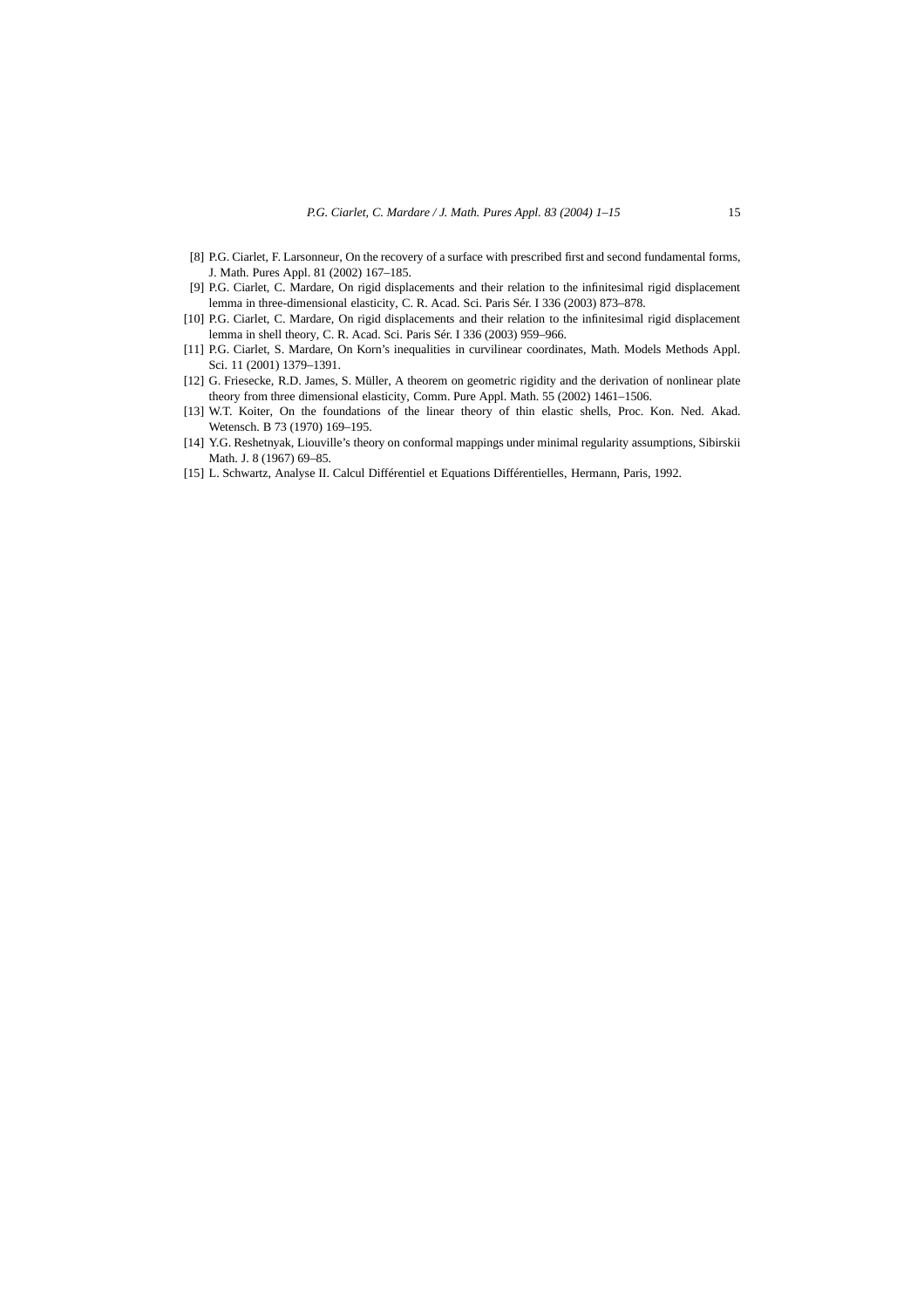[8] P.G. Ciarlet, F. Larsonneur, On the recovery of a surface with prescribed first and second fundamental forms, J. Math. Pures Appl. 81 (2002) 167–185.

[9] P.G. Ciarlet, C. Mardare, On rigid displacements and their relation to the infinitesimal rigid displacement lemma in three-dimensional elasticity, C. R. Acad. Sci. Paris Sér. I 336 (2003) 873–878.

[10] P.G. Ciarlet, C. Mardare, On rigid displacements and their relation to the infinitesimal rigid displacement lemma in shell theory, C. R. Acad. Sci. Paris Sér. I 336 (2003) 959–966.

[11] P.G. Ciarlet, S. Mardare, On Korn's inequalities in curvilinear coordinates, Math. Models Methods Appl. Sci. 11 (2001) 1379–1391.

[12] G. Friesecke, R.D. James, S. Müller, A theorem on geometric rigidity and the derivation of nonlinear plate theory from three dimensional elasticity, Comm. Pure Appl. Math. 55 (2002) 1461–1506.

[13] W.T. Koiter, On the foundations of the linear theory of thin elastic shells, Proc. Kon. Ned. Akad. Wetensch. B 73 (1970) 169–195.

[14] Y.G. Reshetnyak, Liouville's theory on conformal mappings under minimal regularity assumptions, Sibirskii Math. J. 8 (1967) 69–85.

[15] L. Schwartz, Analyse II. Calcul Différentiel et Equations Différentielles, Hermann, Paris, 1992.